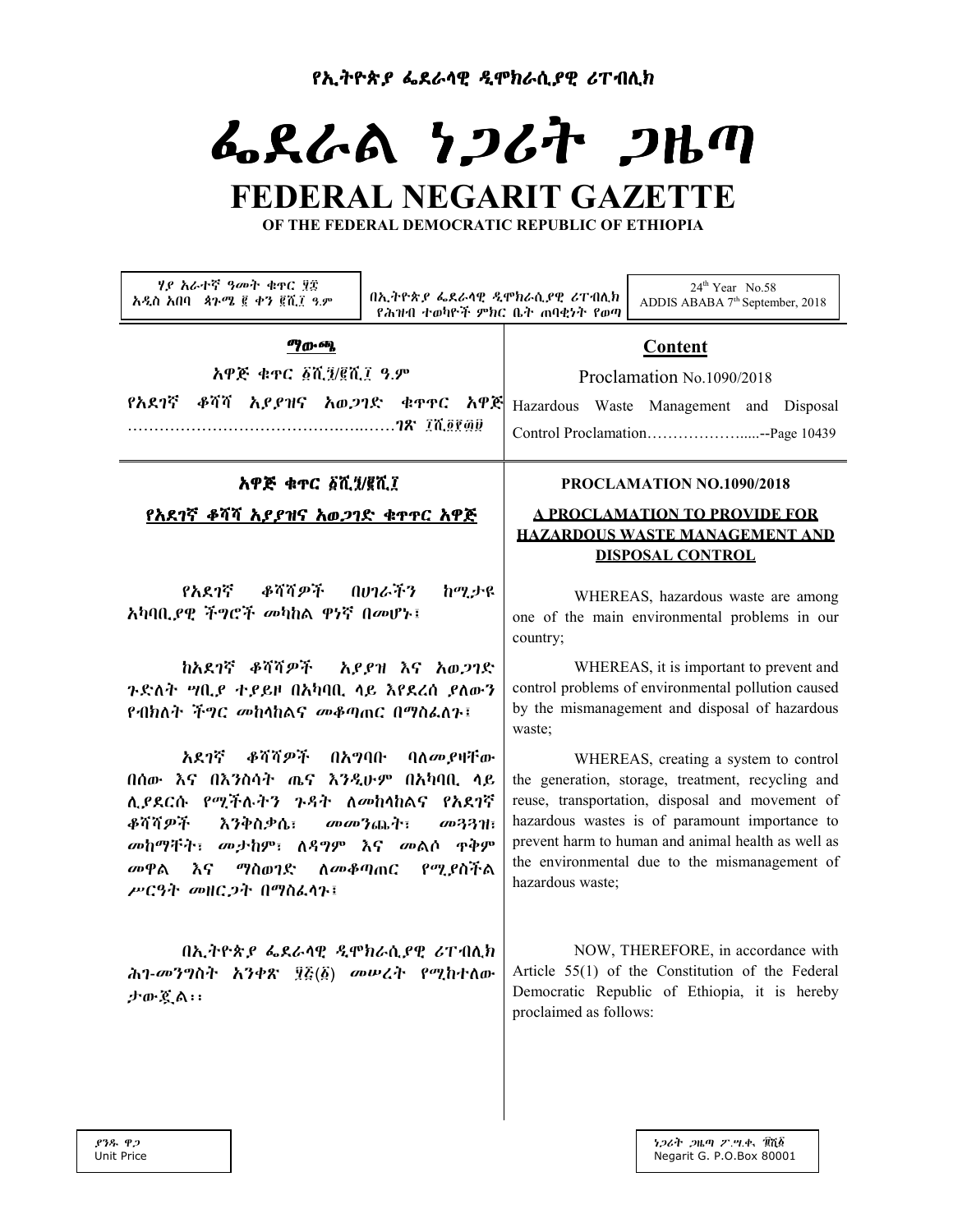# የኢትዮጵያ ፌደራላዊ ዲሞክራሲያዊ ሪፐብሊክ

# ፌደራል ነጋሪት ጋዜጣ

# FEDERAL NEGARIT GAZETTE

**OF THE FEDERAL DEMOCRATIC REPUBLIC OF ETHIOPIA**

ሃያ አራተኛ ዓመት ቁጥር ፶፰
አዲስ አበባ ጳጉሜ ፪ ቀን ፳፻፲ ዓ.ም

በኢትዮጵያ ፌደራላዊ ዲሞክራሲያዊ ሪፐብሊክ የሕዝብ ተወካዮች ምክር ቤት ጠባቂነት የወጣ

24th Year No.58
ADDIS ABABA 7th September, 2018

**ማውጫ**

አዋጅ ቁጥር ፩ሺ፺/፪ሺ፲ ዓ.ም

የአደገኛ ቆሻሻ አያያዝና አወጋገድ ቁጥጥር አዋጅ ……………………………………………ገጽ ፲ሺ፬፻፴፱

**Content**

Proclamation No.1090/2018

Hazardous Waste Management and Disposal Control Proclamation………………....--Page 10439

**አዋጅ ቁጥር ፩ሺ፺/፪ሺ፲**

**የአደገኛ ቆሻሻ አያያዝና አወጋገድ ቁጥጥር አዋጅ**

የአደገኛ ቆሻሻዎች በሀገራችን ከሚታዩ አካባቢያዊ ችግሮች መካከል ዋነኛ በመሆኑ፣

ከአደገኛ ቆሻሻዎች አያያዝ እና አወጋገድ ጉድለት ማቢያ ተያይዞ በአካባቢ ላይ እየደረሰ ያለውን የብክለት ችግር መከላከልና መቆጣጠር በማስፈለጉ፣

አደገኛ ቆሻሻዎች በአግባቡ ባለመያዛቸው በሰው እና በእንስሳት ጤና እንዲሁም በአካባቢ ላይ ሊያደርሱ የሚችሉትን ጉዳት ለመከላከልና የአደገኛ ቆሻሻዎች እንቅስቃሴ፣ መመንጨት፣ መጓጓዝ፣ መከማቸት፣ መታከም፣ ለዳግም እና መልሶ ጥቅም መዋል እና ማስወገድ ለመቆጣጠር የሚያስችል ሥርዓት መዘርጋት በማስፈለጉ፣

በኢትዮጵያ ፌደራላዊ ዲሞክራሲያዊ ሪፐብሊክ ሕገ-መንግስት አንቀጽ ፶፭(፩) መሠረት የሚከተለው ታውጇል፡፡

**PROCLAMATION NO.1090/2018**

**A PROCLAMATION TO PROVIDE FOR HAZARDOUS WASTE MANAGEMENT AND DISPOSAL CONTROL**

WHEREAS, hazardous waste are among one of the main environmental problems in our country;

WHEREAS, it is important to prevent and control problems of environmental pollution caused by the mismanagement and disposal of hazardous waste;

WHEREAS, creating a system to control the generation, storage, treatment, recycling and reuse, transportation, disposal and movement of hazardous wastes is of paramount importance to prevent harm to human and animal health as well as the environmental due to the mismanagement of hazardous waste;

NOW, THEREFORE, in accordance with Article 55(1) of the Constitution of the Federal Democratic Republic of Ethiopia, it is hereby proclaimed as follows:

ያንዱ ዋጋ
Unit Price

ነጋሪት ጋዜጣ ፖ.ሣ.ቁ. ፹ሺ፩
Negarit G. P.O.Box 80001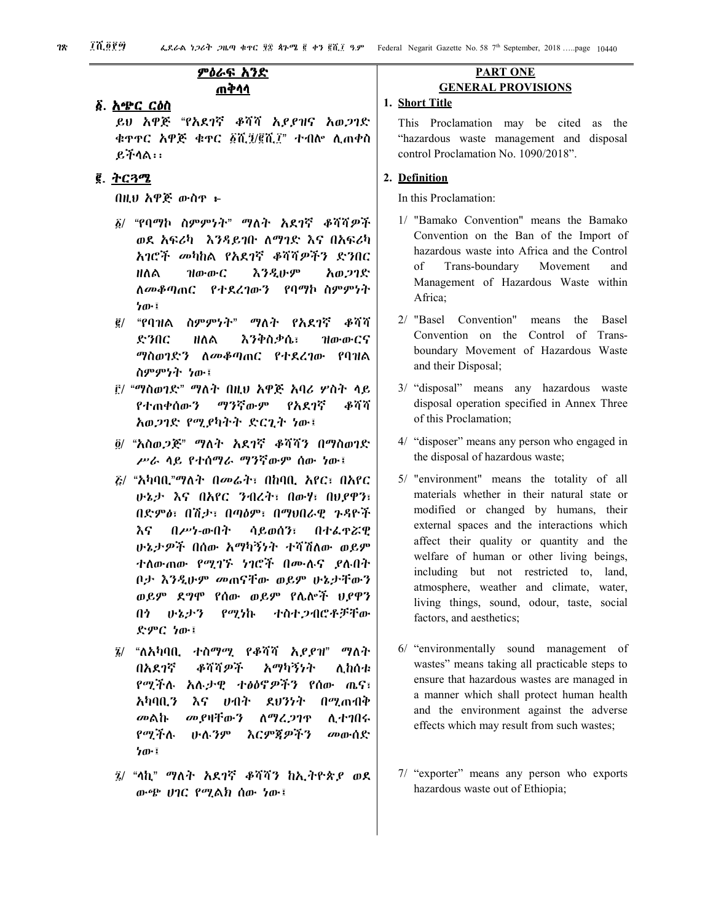## ምዕራፍ አንድ
## ጠቅላላ

**፩. አጭር ርዕስ**

ይህ አዋጅ "የአደገኛ ቆሻሻ አያያዝና አወጋገድ ቁጥጥር አዋጅ ቁጥር ፩ሺ፺/፪ሺ፲" ተብሎ ሊጠቀስ ይችላል፡፡

**፪. ትርጓሜ**

በዚህ አዋጅ ውስጥ ፦

፩/ "የባማኮ ስምምነት" ማለት አደገኛ ቆሻሻዎች ወደ አፍሪካ እንዳይገቡ ለማገድ እና በአፍሪካ አገሮች መካከል የአደገኛ ቆሻሻዎችን ድንበር ዘለል ዝውውር እንዲሁም አወጋገድ ለመቆጣጠር የተደረገውን የባማኮ ስምምነት ነው፤

፪/ "የባዝል ስምምነት" ማለት የአደገኛ ቆሻሻ ድንበር ዘለል እንቅስቃሴ፣ ዝውውርና ማስወገድን ለመቆጣጠር የተደረገው የባዝል ስምምነት ነው፤

፫/ "ማስወገድ" ማለት በዚህ አዋጅ አባሪ ሦስት ላይ የተጠቀሰውን ማንኛውም የአደገኛ ቆሻሻ አወጋገድ የሚያካትት ድርጊት ነው፤

፬/ "አስወጋጅ" ማለት አደገኛ ቆሻሻን በማስወገድ ሥራ ላይ የተሰማራ ማንኛውም ሰው ነው፤

፭/ "አካባቢ"ማለት በመሬት፣ በከባቢ አየር፣ በአየር ሁኔታ እና በአየር ንብረት፣ በውሃ፣ በህያዋን፣ በድምፅ፣ በሽታ፣ በጣዕም፣ በማህበራዊ ጉዳዮች እና በሥነ-ውበት ሳይወሰን፣ በተፈጥሯዊ ሁኔታዎች በሰው አማካኝነት ተሻሽለው ወይም ተለውጠው የሚገኙ ነገሮች በሙሉና ያሉበት ቦታ እንዲሁም መጠናቸው ወይም ሁኔታቸውን ወይም ደግሞ የሰው ወይም የሌሎች ህያዋን በጎ ሁኔታን የሚነኩ ተስተጋብሮቶቻቸው ድምር ነው፤

፮/ "ለአካባቢ ተስማሚ የቆሻሻ አያያዝ" ማለት በአደገኛ ቆሻሻዎች አማካኝነት ሊከሰቱ የሚችሉ አሉታዊ ተፅዕኖዎችን የሰው ጤና፣ አካባቢን እና ሀብት ደህንነት በሚጠብቅ መልኩ መያዛቸውን ለማረጋገጥ ሊተገበሩ የሚችሉ ሁሉንም እርምጃዎችን መውሰድ ነው፤

፯/ "ላኪ" ማለት አደገኛ ቆሻሻን ከኢትዮጵያ ወደ ውጭ ሀገር የሚልክ ሰው ነው፤

## PART ONE
## GENERAL PROVISIONS

**1. Short Title**

This Proclamation may be cited as the "hazardous waste management and disposal control Proclamation No. 1090/2018".

**2. Definition**

In this Proclamation:

1/ "Bamako Convention" means the Bamako Convention on the Ban of the Import of hazardous waste into Africa and the Control of Trans-boundary Movement and Management of Hazardous Waste within Africa;

2/ "Basel Convention" means the Basel Convention on the Control of Trans-boundary Movement of Hazardous Waste and their Disposal;

3/ "disposal" means any hazardous waste disposal operation specified in Annex Three of this Proclamation;

4/ "disposer" means any person who engaged in the disposal of hazardous waste;

5/ "environment" means the totality of all materials whether in their natural state or modified or changed by humans, their external spaces and the interactions which affect their quality or quantity and the welfare of human or other living beings, including but not restricted to, land, atmosphere, weather and climate, water, living things, sound, odour, taste, social factors, and aesthetics;

6/ "environmentally sound management of wastes" means taking all practicable steps to ensure that hazardous wastes are managed in a manner which shall protect human health and the environment against the adverse effects which may result from such wastes;

7/ "exporter" means any person who exports hazardous waste out of Ethiopia;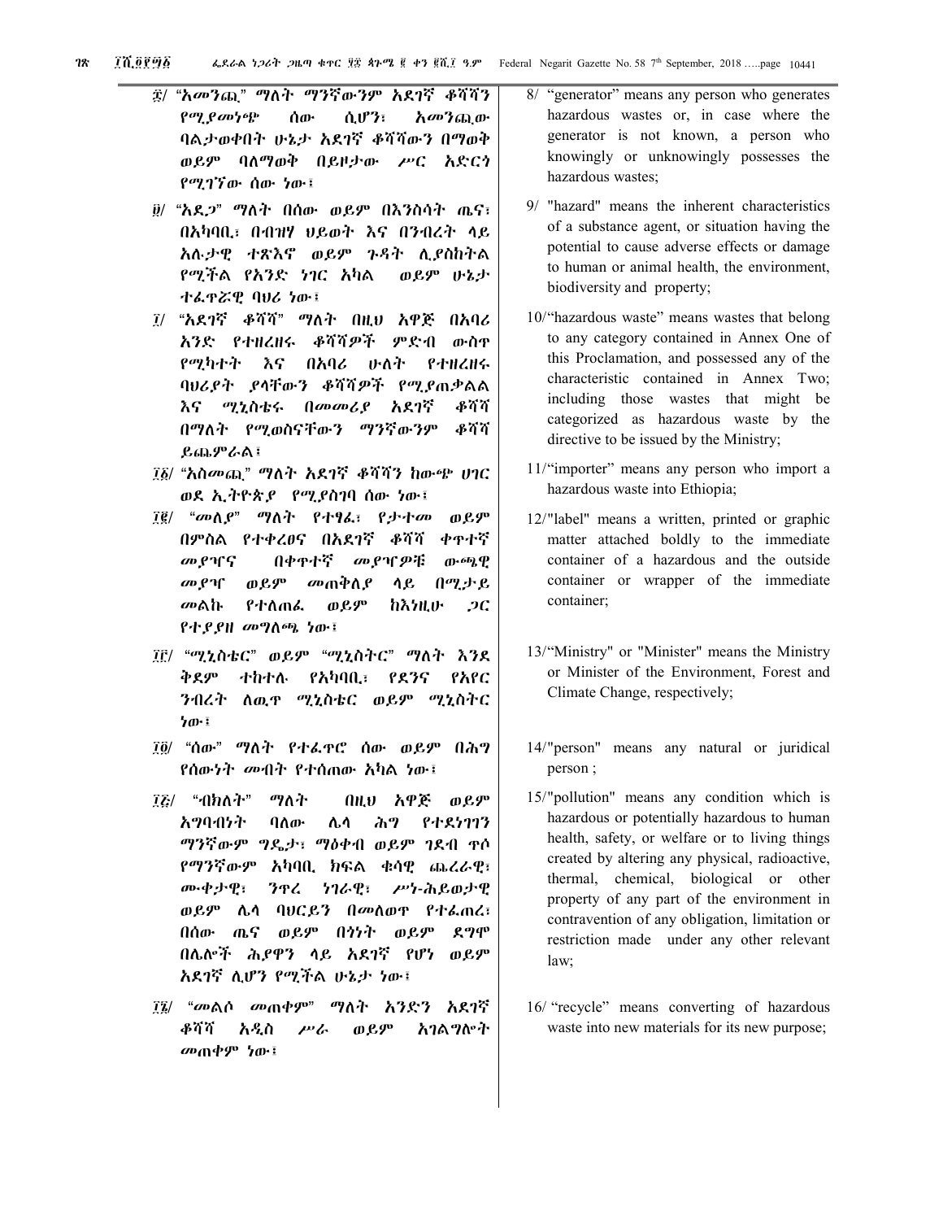፰/ "አመንጪ" ማለት ማንኛውንም አደገኛ ቆሻሻን የሚያመነጭ ሰው ሲሆን፣ አመንጪው ባልታወቀበት ሁኔታ አደገኛ ቆሻሻውን በማወቅ ወይም ባለማወቅ በይዞታው ሥር አድርጎ የሚገኘው ሰው ነው፤

፱/ "አደጋ" ማለት በሰው ወይም በእንስሳት ጤና፣ በአካባቢ፣ በብዝሃ ህይወት እና በንብረት ላይ አሉታዊ ተጽእኖ ወይም ጉዳት ሊያስከትል የሚችል የአንድ ነገር አካል ወይም ሁኔታ ተፈጥሯዊ ባህሪ ነው፤

፲/ "አደገኛ ቆሻሻ" ማለት በዚህ አዋጅ በአባሪ አንድ የተዘረዘሩ ቆሻሻዎች ምድብ ውስጥ የሚካተት እና በአባሪ ሁለት የተዘረዘሩ ባህሪያት ያላቸውን ቆሻሻዎች የሚያጠቃልል እና ሚኒስቴሩ በመመሪያ አደገኛ ቆሻሻ በማለት የሚወስናቸውን ማንኛውንም ቆሻሻ ይጨምራል፤

፲፩/ "አስመጪ" ማለት አደገኛ ቆሻሻን ከውጭ ሀገር ወደ ኢትዮጵያ የሚያስገባ ሰው ነው፤

፲፪/ "መለያ" ማለት የተፃፈ፣ የታተመ ወይም በምስል የተቀረፀና በአደገኛ ቆሻሻ ቀጥተኛ መያዣና በቀጥተኛ መያዣዎቹ ውጫዊ መያዣ ወይም መጠቅለያ ላይ በሚታይ መልኩ የተለጠፈ ወይም ከእነዚሁ ጋር የተያያዘ መግለጫ ነው፤

፲፫/ "ሚኒስቴር" ወይም "ሚኒስትር" ማለት እንደ ቅደም ተከተሉ የአካባቢ፣ የደንና የአየር ንብረት ለዉጥ ሚኒስቴር ወይም ሚኒስትር ነው፤

፲፬/ "ሰው" ማለት የተፈጥሮ ሰው ወይም በሕግ የሰውነት መብት የተሰጠው አካል ነው፤

፲፭/ "ብክለት" ማለት በዚህ አዋጅ ወይም አግባብነት ባለው ሌላ ሕግ የተደነገገን ማንኛውም ግዴታ፣ ማዕቀብ ወይም ገደብ ጥሶ የማንኛውም አካባቢ ክፍል ቁሳዊ ጨረራዊ፣ ሙቀታዊ፣ ንጥረ ነገራዊ፣ ሥነ-ሕይወታዊ ወይም ሌላ ባህርይን በመለወጥ የተፈጠረ፣ በሰው ጤና ወይም በጎነት ወይም ደግሞ በሌሎች ሕያዋን ላይ አደገኛ የሆነ ወይም አደገኛ ሊሆን የሚችል ሁኔታ ነው፤

፲፮/ "መልሶ መጠቀም" ማለት አንድን አደገኛ ቆሻሻ አዲስ ሥራ ወይም አገልግሎት መጠቀም ነው፤

8/ "generator" means any person who generates hazardous wastes or, in case where the generator is not known, a person who knowingly or unknowingly possesses the hazardous wastes;

9/ "hazard" means the inherent characteristics of a substance agent, or situation having the potential to cause adverse effects or damage to human or animal health, the environment, biodiversity and property;

10/ "hazardous waste" means wastes that belong to any category contained in Annex One of this Proclamation, and possessed any of the characteristic contained in Annex Two; including those wastes that might be categorized as hazardous waste by the directive to be issued by the Ministry;

11/ "importer" means any person who import a hazardous waste into Ethiopia;

12/ "label" means a written, printed or graphic matter attached boldly to the immediate container of a hazardous and the outside container or wrapper of the immediate container;

13/ "Ministry" or "Minister" means the Ministry or Minister of the Environment, Forest and Climate Change, respectively;

14/ "person" means any natural or juridical person ;

15/ "pollution" means any condition which is hazardous or potentially hazardous to human health, safety, or welfare or to living things created by altering any physical, radioactive, thermal, chemical, biological or other property of any part of the environment in contravention of any obligation, limitation or restriction made under any other relevant law;

16/ "recycle" means converting of hazardous waste into new materials for its new purpose;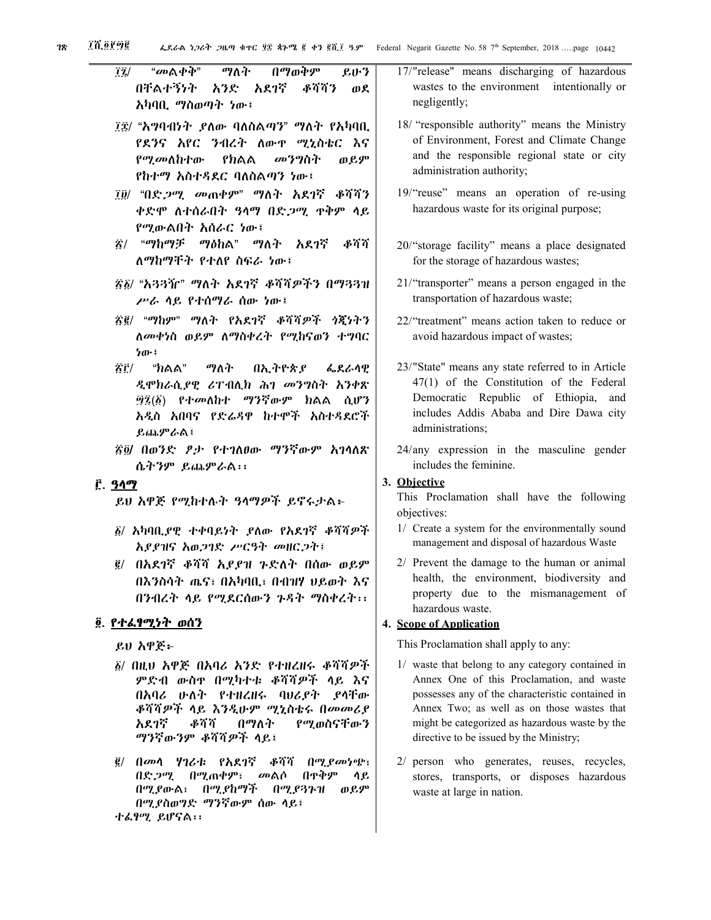፲፯/ "መልቀቅ" ማለት በማወቅም ይሁን በቸልተኝነት አንድ አደገኛ ቆሻሻን ወደ አካባቢ ማስወጣት ነው፣

፲፰/ "አግባብነት ያለው ባለስልጣን" ማለት የአካባቢ የደንና አየር ንብረት ለውጥ ሚኒስቴር እና የሚመለከተው የክልል መንግስት ወይም የከተማ አስተዳደር ባለስልጣን ነው፣

፲፱/ "በድጋሚ መጠቀም" ማለት አደገኛ ቆሻሻን ቀድሞ ለተሰራበት ዓላማ በድጋሚ ጥቅም ላይ የሚውልበት አሰራር ነው፣

፳/ "ማከማቻ ማዕከል" ማለት አደገኛ ቆሻሻ ለማከማቸት የተለየ ስፍራ ነው፣

፳፩/ "አጓጓዥ" ማለት አደገኛ ቆሻሻዎችን በማጓጓዝ ሥራ ላይ የተሰማራ ሰው ነው፣

፳፪/ "ማከም" ማለት የአደገኛ ቆሻሻዎች ጎጂነትን ለመቀነስ ወይም ለማስቀረት የሚከናወን ተግባር ነው፣

፳፫/ "ክልል" ማለት በኢትዮጵያ ፌደራላዊ ዲሞክራሲያዊ ሪፐብሊክ ሕገ መንግስት አንቀጽ ፵፯(፩) የተመለከተ ማንኛውም ክልል ሲሆን አዲስ አበባና የድሬዳዋ ከተሞች አስተዳደሮች ይጨምራል፣

፳፬/ በወንድ ፆታ የተገለፀው ማንኛውም አገላለጽ ሴትንም ይጨምራል፡፡

## ፫. ዓላማ

ይህ አዋጅ የሚከተሉት ዓላማዎች ይኖሩታል፦

፩/ አካባቢያዊ ተቀባይነት ያለው የአደገኛ ቆሻሻዎች አያያዝና አወጋገድ ሥርዓት መዘርጋት፣

፪/ በአደገኛ ቆሻሻ አያያዝ ጉድለት በሰው ወይም በእንስሳት ጤና፣ በአካባቢ፣ በብዝሃ ህይወት እና በንብረት ላይ የሚደርሰውን ጉዳት ማስቀረት፡፡

## ፬. የተፈፃሚነት ወሰን

ይህ አዋጅ፦

፩/ በዚህ አዋጅ በአባሪ አንድ የተዘረዘሩ ቆሻሻዎች ምድብ ውስጥ በሚካተቱ ቆሻሻዎች ላይ እና በአባሪ ሁለት የተዘረዘሩ ባህሪያት ያላቸው ቆሻሻዎች ላይ እንዲሁም ሚኒስቴሩ በመመሪያ አደገኛ ቆሻሻ በማለት የሚወስናቸውን ማንኛውንም ቆሻሻዎች ላይ፣

፪/ በመላ ሃገሪቱ የአደገኛ ቆሻሻ በሚያመነጭ፣ በድጋሚ በሚጠቀም፣ መልሶ በጥቅም ላይ በሚያውል፣ በሚያከማች በሚያጓጉዝ ወይም በሚያስወግድ ማንኛውም ሰው ላይ፣

ተፈፃሚ ይሆናል፡፡

17/"release" means discharging of hazardous wastes to the environment intentionally or negligently;

18/ "responsible authority" means the Ministry of Environment, Forest and Climate Change and the responsible regional state or city administration authority;

19/"reuse" means an operation of re-using hazardous waste for its original purpose;

20/"storage facility" means a place designated for the storage of hazardous wastes;

21/"transporter" means a person engaged in the transportation of hazardous waste;

22/"treatment" means action taken to reduce or avoid hazardous impact of wastes;

23/"State" means any state referred to in Article 47(1) of the Constitution of the Federal Democratic Republic of Ethiopia, and includes Addis Ababa and Dire Dawa city administrations;

24/any expression in the masculine gender includes the feminine.

## 3. Objective

This Proclamation shall have the following objectives:

1/ Create a system for the environmentally sound management and disposal of hazardous Waste

2/ Prevent the damage to the human or animal health, the environment, biodiversity and property due to the mismanagement of hazardous waste.

## 4. Scope of Application

This Proclamation shall apply to any:

1/ waste that belong to any category contained in Annex One of this Proclamation, and waste possesses any of the characteristic contained in Annex Two; as well as on those wastes that might be categorized as hazardous waste by the directive to be issued by the Ministry;

2/ person who generates, reuses, recycles, stores, transports, or disposes hazardous waste at large in nation.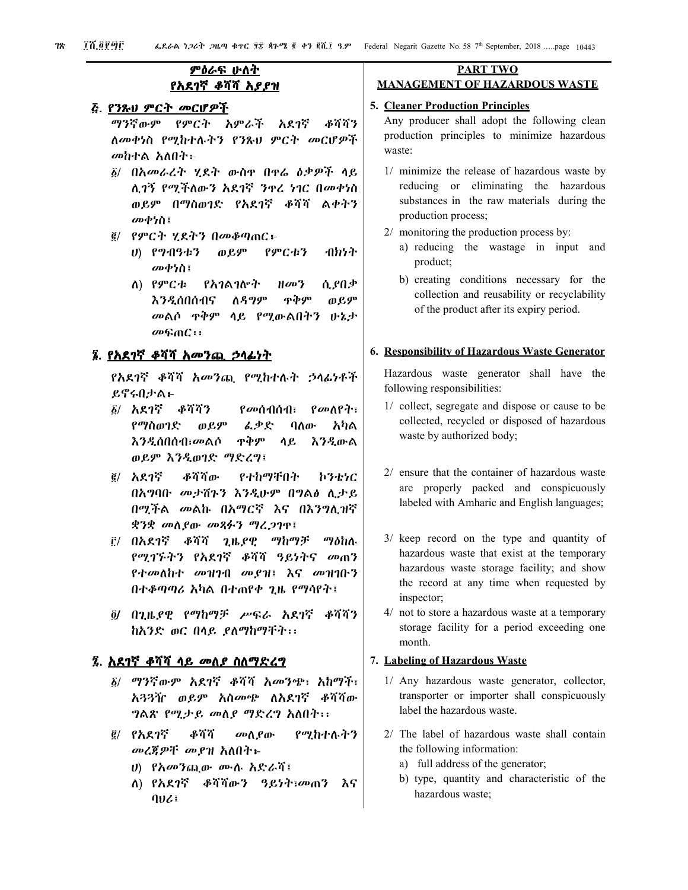## ምዕራፍ ሁለት
## የአደገኛ ቆሻሻ አያያዝ

### ፭. የንጹህ ምርት መርሆዎች

ማንኛውም የምርት አምራች አደገኛ ቆሻሻን ለመቀነስ የሚከተሉትን የንጹህ ምርት መርሆዎች መከተል አለበት፦

፩/ በአመራረት ሂደት ውስጥ በጥሬ ዕቃዎች ላይ ሊገኝ የሚችለውን አደገኛ ንጥረ ነገር በመቀነስ ወይም በማስወገድ የአደገኛ ቆሻሻ ልቀትን መቀነስ፣

፪/ የምርት ሂደትን በመቆጣጠር፦

ሀ) የግብዓቱን ወይም የምርቱን ብክነት መቀነስ፣

ለ) የምርቱ የአገልግሎት ዘመን ሲያበቃ እንዲሰበሰብና ለዳግም ጥቅም ወይም መልሶ ጥቅም ላይ የሚውልበትን ሁኔታ መፍጠር፡፡

### ፮. የአደገኛ ቆሻሻ አመንጪ ኃላፊነት

የአደገኛ ቆሻሻ አመንጪ የሚከተሉት ኃላፊነቶች ይኖሩበታል፦

፩/ አደገኛ ቆሻሻን የመሰብሰብ፣ የመለየት፣ የማስወገድ ወይም ፈቃድ ባለው አካል እንዲሰበሰብ፣መልሶ ጥቅም ላይ እንዲውል ወይም እንዲወገድ ማድረግ፣

፪/ አደገኛ ቆሻሻው የተከማቸበት ኮንቴነር በአግባቡ መታሸጉን እንዲሁም በግልፅ ሊታይ በሚችል መልኩ በአማርኛ እና በእንግሊዝኛ ቋንቋ መለያው መጻፉን ማረጋገጥ፣

፫/ በአደገኛ ቆሻሻ ጊዜያዊ ማከማቻ ማዕከሉ የሚገኙትን የአደገኛ ቆሻሻ ዓይነትና መጠን የተመለከተ መዝገብ መያዝ፣ እና መዝገቡን በተቆጣጣሪ አካል በተጠየቀ ጊዜ የማሳየት፣

፬/ በጊዜያዊ የማከማቻ ሥፍራ አደገኛ ቆሻሻን ከአንድ ወር በላይ ያለማከማቸት፡፡

### ፯. አደገኛ ቆሻሻ ላይ መለያ ስለማድረግ

፩/ ማንኛውም አደገኛ ቆሻሻ አመንጭ፣ አከማች፣ አጓጓዥ ወይም አስመጭ ለአደገኛ ቆሻሻው ግልጽ የሚታይ መለያ ማድረግ አለበት፡፡

፪/ የአደገኛ ቆሻሻ መለያው የሚከተሉትን መረጃዎች መያዝ አለበት፦

ሀ) የአመንጪው ሙሉ አድራሻ፣

ለ) የአደገኛ ቆሻሻውን ዓይነት፣መጠን እና ባህሪ፣

## PART TWO
## MANAGEMENT OF HAZARDOUS WASTE

### 5. Cleaner Production Principles

Any producer shall adopt the following clean production principles to minimize hazardous waste:

1/ minimize the release of hazardous waste by reducing or eliminating the hazardous substances in the raw materials during the production process;

2/ monitoring the production process by:

a) reducing the wastage in input and product;

b) creating conditions necessary for the collection and reusability or recyclability of the product after its expiry period.

### 6. Responsibility of Hazardous Waste Generator

Hazardous waste generator shall have the following responsibilities:

1/ collect, segregate and dispose or cause to be collected, recycled or disposed of hazardous waste by authorized body;

2/ ensure that the container of hazardous waste are properly packed and conspicuously labeled with Amharic and English languages;

3/ keep record on the type and quantity of hazardous waste that exist at the temporary hazardous waste storage facility; and show the record at any time when requested by inspector;

4/ not to store a hazardous waste at a temporary storage facility for a period exceeding one month.

### 7. Labeling of Hazardous Waste

1/ Any hazardous waste generator, collector, transporter or importer shall conspicuously label the hazardous waste.

2/ The label of hazardous waste shall contain the following information:

a) full address of the generator;

b) type, quantity and characteristic of the hazardous waste;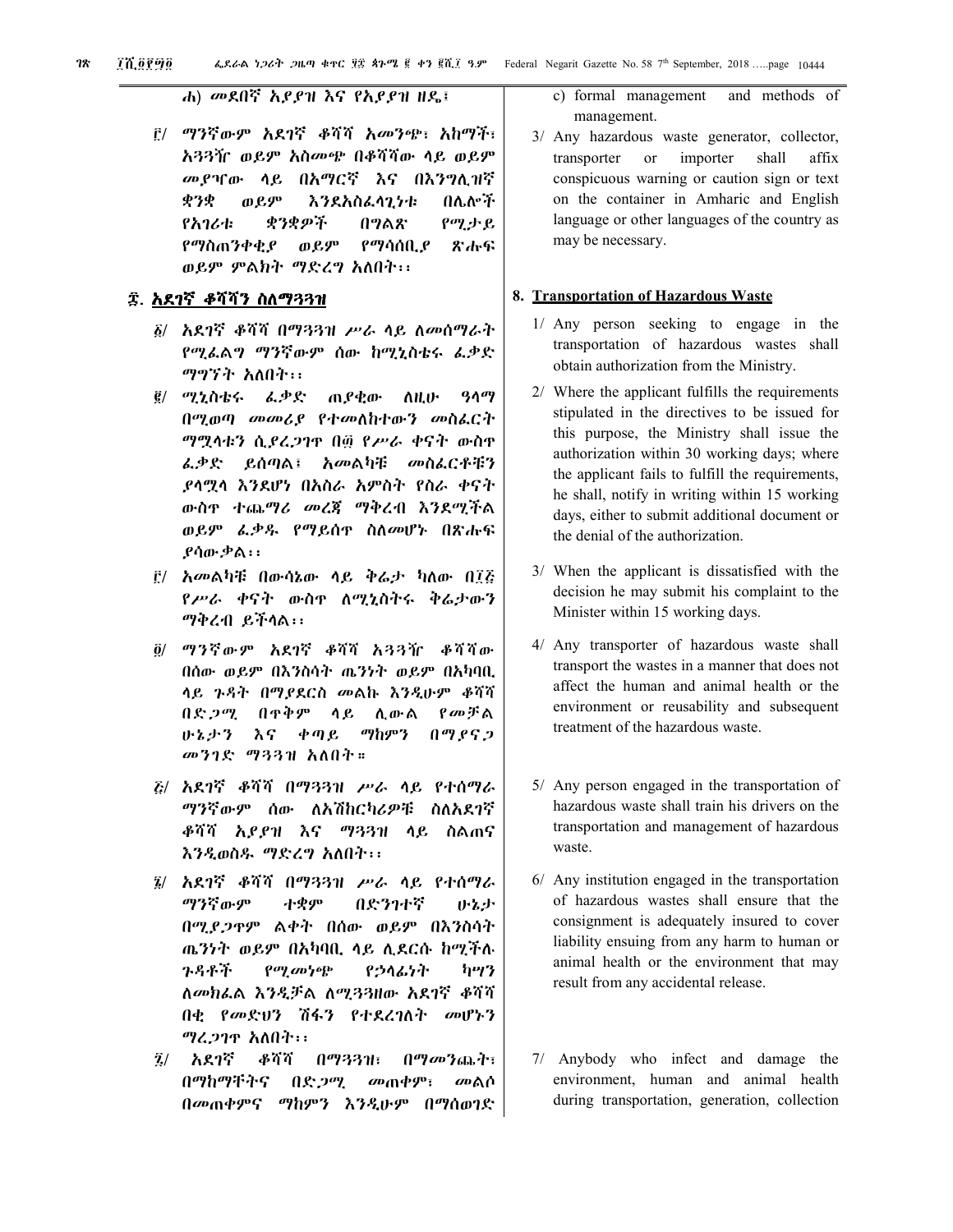ሐ) መደበኛ አያያዝ እና የአያያዝ ዘዴ፣

፫/ ማንኛውም አደገኛ ቆሻሻ አመንጭ፣ አከማች፣ አጓጓዥ ወይም አስመጭ በቆሻሻው ላይ ወይም መያዣው ላይ በአማርኛ እና በእንግሊዝኛ ቋንቋ ወይም እንደአስፈላጊነቱ በሌሎች የአገሪቱ ቋንቋዎች በግልጽ የሚታይ የማስጠንቀቂያ ወይም የማሳሰቢያ ጽሑፍ ወይም ምልክት ማድረግ አለበት፡፡

## ፰. አደገኛ ቆሻሻን ስለማጓጓዝ

፩/ አደገኛ ቆሻሻ በማጓጓዝ ሥራ ላይ ለመሰማራት የሚፈልግ ማንኛውም ሰው ከሚኒስቴሩ ፈቃድ ማግኘት አለበት፡፡

፪/ ሚኒስቴሩ ፈቃድ ጠያቂው ለዚሁ ዓላማ በሚወጣ መመሪያ የተመለከተውን መስፈርት ማሟላቱን ሲያረጋግጥ በ፴ የሥራ ቀናት ውስጥ ፈቃድ ይሰጣል፤ አመልካቹ መስፈርቶቹን ያላሟላ እንደሆነ በአስራ አምስት የስራ ቀናት ውስጥ ተጨማሪ መረጃ ማቅረብ እንደሚችል ወይም ፈቃዱ የማይሰጥ ስለመሆኑ በጽሑፍ ያሳውቃል፡፡

፫/ አመልካቹ በውሳኔው ላይ ቅሬታ ካለው በ፲፭ የሥራ ቀናት ውስጥ ለሚኒስትሩ ቅሬታውን ማቅረብ ይችላል፡፡

፬/ ማንኛውም አደገኛ ቆሻሻ አጓጓዥ ቆሻሻው በሰው ወይም በእንስሳት ጤንነት ወይም በአካባቢ ላይ ጉዳት በማያደርስ መልኩ እንዲሁም ቆሻሻ በድጋሚ በጥቅም ላይ ሊውል የመቻል ሁኔታን እና ቀጣይ ማከምን በማያናጋ መንገድ ማጓጓዝ አለበት።

፭/ አደገኛ ቆሻሻ በማጓጓዝ ሥራ ላይ የተሰማራ ማንኛውም ሰው ለአሽከርካሪዎቹ ስለአደገኛ ቆሻሻ አያያዝ እና ማጓጓዝ ላይ ስልጠና እንዲወስዱ ማድረግ አለበት፡፡

፮/ አደገኛ ቆሻሻ በማጓጓዝ ሥራ ላይ የተሰማራ ማንኛውም ተቋም በድንገተኛ ሁኔታ በሚያጋጥም ልቀት በሰው ወይም በእንስሳት ጤንነት ወይም በአካባቢ ላይ ሊደርሱ ከሚችሉ ጉዳቶች የሚመነጭ የኃላፊነት ካሣን ለመክፈል እንዲቻል ለሚጓጓዘው አደገኛ ቆሻሻ በቂ የመድህን ሽፋን የተደረገለት መሆኑን ማረጋገጥ አለበት፡፡

፯/ አደገኛ ቆሻሻ በማጓጓዝ፣ በማመንጨት፣ በማከማቸትና በድጋሚ መጠቀም፣ መልሶ በመጠቀምና ማከምን እንዲሁም በማስወገድ

c) formal management and methods of management.

3/ Any hazardous waste generator, collector, transporter or importer shall affix conspicuous warning or caution sign or text on the container in Amharic and English language or other languages of the country as may be necessary.

## 8. Transportation of Hazardous Waste

1/ Any person seeking to engage in the transportation of hazardous wastes shall obtain authorization from the Ministry.

2/ Where the applicant fulfills the requirements stipulated in the directives to be issued for this purpose, the Ministry shall issue the authorization within 30 working days; where the applicant fails to fulfill the requirements, he shall, notify in writing within 15 working days, either to submit additional document or the denial of the authorization.

3/ When the applicant is dissatisfied with the decision he may submit his complaint to the Minister within 15 working days.

4/ Any transporter of hazardous waste shall transport the wastes in a manner that does not affect the human and animal health or the environment or reusability and subsequent treatment of the hazardous waste.

5/ Any person engaged in the transportation of hazardous waste shall train his drivers on the transportation and management of hazardous waste.

6/ Any institution engaged in the transportation of hazardous wastes shall ensure that the consignment is adequately insured to cover liability ensuing from any harm to human or animal health or the environment that may result from any accidental release.

7/ Anybody who infect and damage the environment, human and animal health during transportation, generation, collection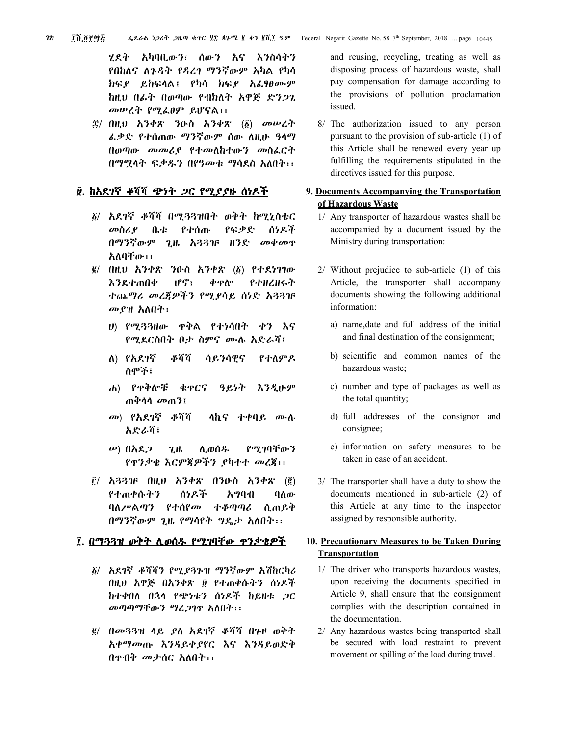ሂደት አካባቢውን፣ ሰውን እና እንስሳትን የበከለና ለጉዳት የዳረገ ማንኛውም አካል የካሳ ክፍያ ይከፍላል፤ የካሳ ክፍያ አፈፃፀሙም ከዚህ በፊት በወጣው የብክለት አዋጅ ድንጋጌ መሠረት የሚፈፀም ይሆናል፡፡

፰/ በዚህ አንቀጽ ንዑስ አንቀጽ (፩) መሠረት ፈቃድ የተሰጠው ማንኛውም ሰው ለዚሁ ዓላማ በወጣው መመሪያ የተመለከተውን መስፈርት በማሟላት ፍቃዱን በየዓመቱ ማሳደስ አለበት፡፡

## ፱. ከአደገኛ ቆሻሻ ጭነት ጋር የሚያያዙ ሰነዶች

፩/ አደገኛ ቆሻሻ በሚጓጓዝበት ወቅት ከሚኒስቴር መስሪያ ቤቱ የተሰጡ የፍቃድ ሰነዶች በማንኛውም ጊዜ አጓጓዡ ዘንድ መቀመጥ አለባቸው፡፡

፪/ በዚህ አንቀጽ ንዑስ አንቀጽ (፩) የተደነገገው እንደተጠበቀ ሆኖ፣ ቀጥሎ የተዘረዘሩት ተጨማሪ መረጃዎችን የሚያሳይ ሰነድ አጓጓዡ መያዝ አለበት፡-

ሀ) የሚጓጓዘው ጥቅል የተነሳበት ቀን እና የሚደርስበት ቦታ ስምና ሙሉ አድራሻ፣

ለ) የአደገኛ ቆሻሻ ሳይንሳዊና የተለምዶ ስሞች፣

ሐ) የጥቅሎቹ ቁጥርና ዓይነት እንዲሁም ጠቅላላ መጠን፣

መ) የአደገኛ ቆሻሻ ላኪና ተቀባይ ሙሉ አድራሻ፣

ሠ) በአደጋ ጊዜ ሊወሰዱ የሚገባቸውን የጥንቃቄ እርምጃዎችን ያካተተ መረጃ፡፡

፫/ አጓጓዡ በዚህ አንቀጽ በንዑስ አንቀጽ (፪) የተጠቀሱትን ሰነዶች አግባብ ባለው ባለሥልጣን የተሰየመ ተቆጣጣሪ ሲጠይቅ በማንኛውም ጊዜ የማሳየት ግዴታ አለበት፡፡

## ፲. በማጓጓዝ ወቅት ሊወሰዱ የሚገባቸው ጥንቃቄዎች

፩/ አደገኛ ቆሻሻን የሚያጓጉዝ ማንኛውም አሽከርካሪ በዚህ አዋጅ በአንቀጽ ፱ የተጠቀሱትን ሰነዶች ከተቀበለ በኋላ የጭነቱን ሰነዶች ከይዘቱ ጋር መጣጣማቸውን ማረጋገጥ አለበት፡፡

፪/ በመጓጓዝ ላይ ያለ አደገኛ ቆሻሻ በጉዞ ወቅት አቀማመጡ እንዳይቀያየር እና እንዳይወድቅ በጥብቅ መታሰር አለበት፡፡

and reusing, recycling, treating as well as disposing process of hazardous waste, shall pay compensation for damage according to the provisions of pollution proclamation issued.

8/ The authorization issued to any person pursuant to the provision of sub-article (1) of this Article shall be renewed every year up fulfilling the requirements stipulated in the directives issued for this purpose.

## 9. Documents Accompanying the Transportation of Hazardous Waste

1/ Any transporter of hazardous wastes shall be accompanied by a document issued by the Ministry during transportation:

2/ Without prejudice to sub-article (1) of this Article, the transporter shall accompany documents showing the following additional information:

a) name,date and full address of the initial and final destination of the consignment;

b) scientific and common names of the hazardous waste;

c) number and type of packages as well as the total quantity;

d) full addresses of the consignor and consignee;

e) information on safety measures to be taken in case of an accident.

3/ The transporter shall have a duty to show the documents mentioned in sub-article (2) of this Article at any time to the inspector assigned by responsible authority.

## 10. Precautionary Measures to be Taken During Transportation

1/ The driver who transports hazardous wastes, upon receiving the documents specified in Article 9, shall ensure that the consignment complies with the description contained in the documentation.

2/ Any hazardous wastes being transported shall be secured with load restraint to prevent movement or spilling of the load during travel.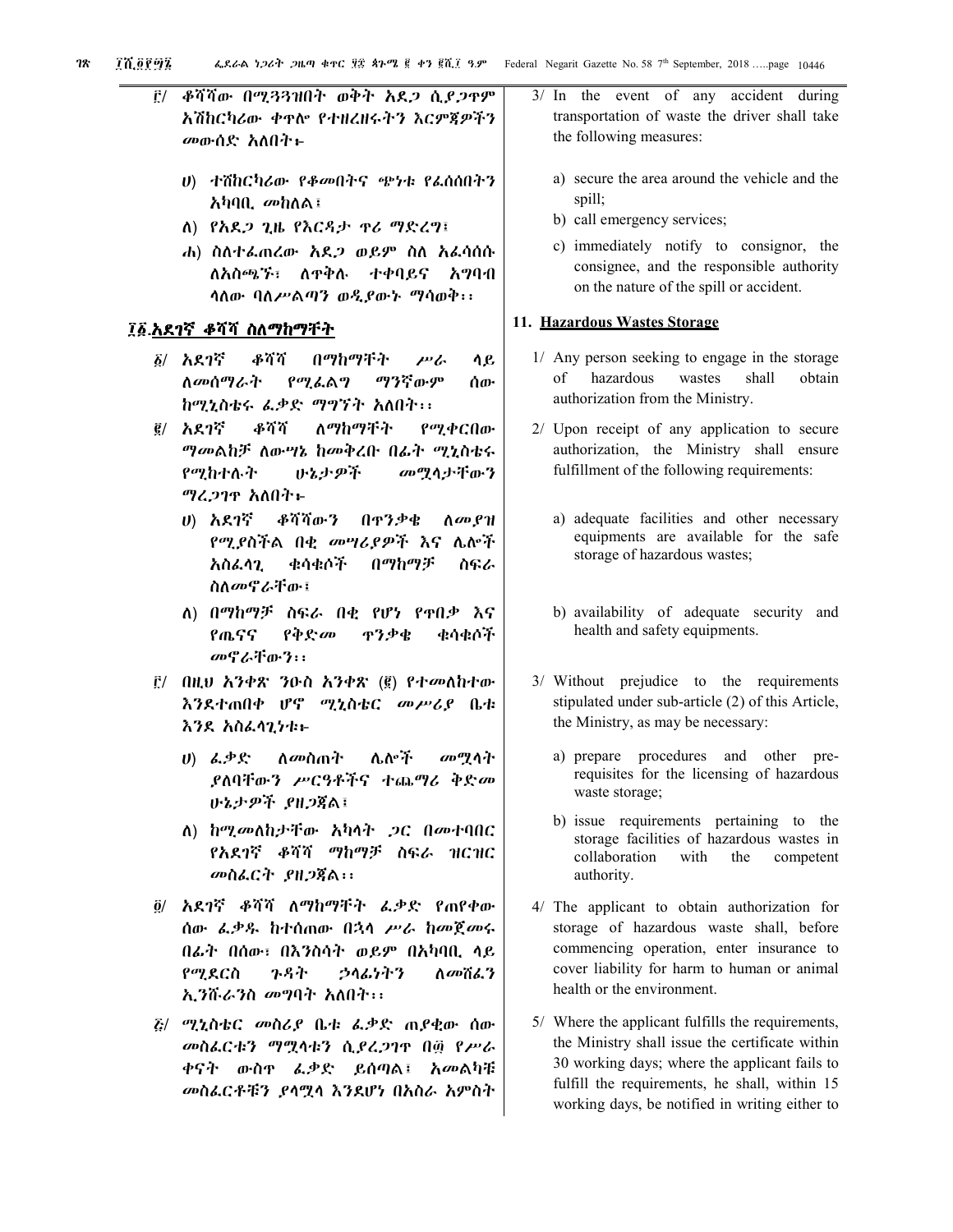፫/ ቆሻሻው በሚጓጓዝበት ወቅት አደጋ ሲያጋጥም አሽከርካሪው ቀጥሎ የተዘረዘሩትን እርምጃዎችን መውሰድ አለበት፦

ሀ) ተሽከርካሪው የቆመበትና ጭነቱ የፈሰሰበትን አካባቢ መከለል፤

ለ) የአደጋ ጊዜ የእርዳታ ጥሪ ማድረግ፤

ሐ) ስለተፈጠረው አደጋ ወይም ስለ አፈሳሰሱ ለአስጫኙ፣ ለጥቅሉ ተቀባይና አግባብ ላለው ባለሥልጣን ወዲያውኑ ማሳወቅ፡፡

## ፲፩. አደገኛ ቆሻሻ ስለማከማቸት

፩/ አደገኛ ቆሻሻ በማከማቸት ሥራ ላይ ለመሰማራት የሚፈልግ ማንኛውም ሰው ከሚኒስቴሩ ፈቃድ ማግኘት አለበት፡፡

፪/ አደገኛ ቆሻሻ ለማከማቸት የሚቀርበው ማመልከቻ ለውሣኔ ከመቅረቡ በፊት ሚኒስቴሩ የሚከተሉት ሁኔታዎች መሟላታቸውን ማረጋገጥ አለበት፦

ሀ) አደገኛ ቆሻሻውን በጥንቃቄ ለመያዝ የሚያስችል በቂ መሣሪያዎች እና ሌሎች አስፈላጊ ቁሳቁሶች በማከማቻ ስፍራ ስለመኖራቸው፤

ለ) በማከማቻ ስፍራ በቂ የሆነ የጥበቃ እና የጤናና የቅድመ ጥንቃቄ ቁሳቁሶች መኖራቸውን፡፡

፫/ በዚህ አንቀጽ ንዑስ አንቀጽ (፪) የተመለከተው እንደተጠበቀ ሆኖ ሚኒስቴር መሥሪያ ቤቱ እንደ አስፈላጊነቱ፦

ሀ) ፈቃድ ለመስጠት ሌሎች መሟላት ያለባቸውን ሥርዓቶችና ተጨማሪ ቅድመ ሁኔታዎች ያዘጋጃል፤

ለ) ከሚመለከታቸው አካላት ጋር በመተባበር የአደገኛ ቆሻሻ ማከማቻ ስፍራ ዝርዝር መስፈርት ያዘጋጃል፡፡

፬/ አደገኛ ቆሻሻ ለማከማቸት ፈቃድ የጠየቀው ሰው ፈቃዱ ከተሰጠው በኋላ ሥራ ከመጀመሩ በፊት በሰው፣ በእንስሳት ወይም በአካባቢ ላይ የሚደርስ ጉዳት ኃላፊነትን ለመሸፈን ኢንሹራንስ መግባት አለበት፡፡

፭/ ሚኒስቴር መስሪያ ቤቱ ፈቃድ ጠያቂው ሰው መስፈርቱን ማሟላቱን ሲያረጋግጥ በ፴ የሥራ ቀናት ውስጥ ፈቃድ ይሰጣል፤ አመልካቹ መስፈርቶቹን ያላሟላ እንደሆነ በአስራ አምስት

3/ In the event of any accident during transportation of waste the driver shall take the following measures:

a) secure the area around the vehicle and the spill;

b) call emergency services;

c) immediately notify to consignor, the consignee, and the responsible authority on the nature of the spill or accident.

## 11. Hazardous Wastes Storage

1/ Any person seeking to engage in the storage of hazardous wastes shall obtain authorization from the Ministry.

2/ Upon receipt of any application to secure authorization, the Ministry shall ensure fulfillment of the following requirements:

a) adequate facilities and other necessary equipments are available for the safe storage of hazardous wastes;

b) availability of adequate security and health and safety equipments.

3/ Without prejudice to the requirements stipulated under sub-article (2) of this Article, the Ministry, as may be necessary:

a) prepare procedures and other pre-requisites for the licensing of hazardous waste storage;

b) issue requirements pertaining to the storage facilities of hazardous wastes in collaboration with the competent authority.

4/ The applicant to obtain authorization for storage of hazardous waste shall, before commencing operation, enter insurance to cover liability for harm to human or animal health or the environment.

5/ Where the applicant fulfills the requirements, the Ministry shall issue the certificate within 30 working days; where the applicant fails to fulfill the requirements, he shall, within 15 working days, be notified in writing either to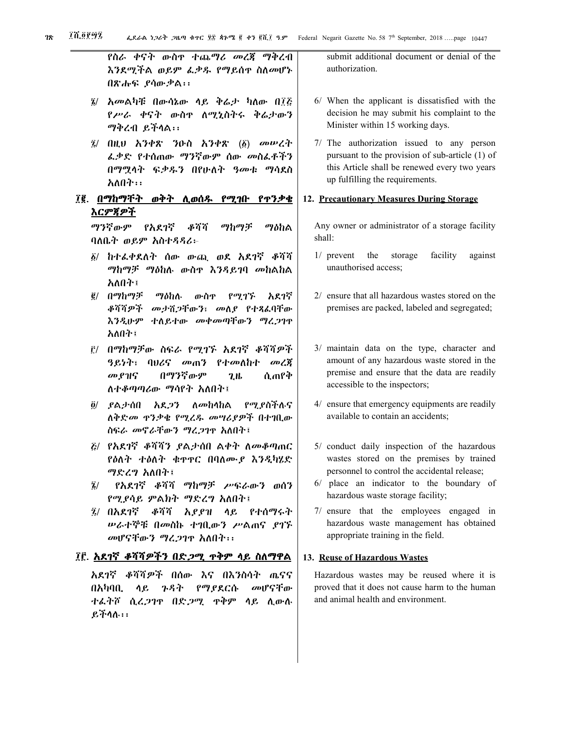የስራ ቀናት ውስጥ ተጨማሪ መረጃ ማቅረብ እንደሚችል ወይም ፈቃዱ የማይሰጥ ስለመሆኑ በጽሑፍ ያሳውቃል፡፡

፮/ አመልካቹ በውሳኔው ላይ ቅሬታ ካለው በ፲፭ የሥራ ቀናት ውስጥ ለሚኒስትሩ ቅሬታውን ማቅረብ ይችላል፡፡

፯/ በዚህ አንቀጽ ንዑስ አንቀጽ (፩) መሠረት ፈቃድ የተሰጠው ማንኛውም ሰው መስፈቶችን በማሟላት ፍቃዱን በየሁለት ዓመቱ ማሳደስ አለበት፡፡

## ፲፪. በማከማቸት ወቅት ሊወሰዱ የሚገቡ የጥንቃቄ እርምጃዎች

ማንኛውም የአደገኛ ቆሻሻ ማከማቻ ማዕከል ባለቤት ወይም አስተዳዳሪ፦

፩/ ከተፈቀደለት ሰው ውጪ ወደ አደገኛ ቆሻሻ ማከማቻ ማዕከሉ ውስጥ እንዳይገባ መከልከል አለበት፤

፪/ በማከማቻ ማዕከሉ ውስጥ የሚገኙ አደገኛ ቆሻሻዎች መታሸጋቸውን፣ መለያ የተጻፈባቸው እንዲሁም ተለይተው መቀመጣቸውን ማረጋገጥ አለበት፤

፫/ በማከማቻው ስፍራ የሚገኙ አደገኛ ቆሻሻዎች ዓይነት፣ ባህሪና መጠን የተመለከተ መረጃ መያዝና በማንኛውም ጊዜ ሲጠየቅ ለተቆጣጣሪው ማሳየት አለበት፤

፬/ ያልታሰበ አደጋን ለመከላከል የሚያስችሉና ለቅድመ ጥንቃቄ የሚረዱ መሣሪያዎች በተገቢው ስፍራ መኖራቸውን ማረጋገጥ አለበት፤

፭/ የአደገኛ ቆሻሻን ያልታሰበ ልቀት ለመቆጣጠር የዕለት ተዕለት ቁጥጥር በባለሙያ እንዲካሄድ ማድረግ አለበት፤

፮/ የአደገኛ ቆሻሻ ማከማቻ ሥፍራውን ወሰን የሚያሳይ ምልክት ማድረግ አለበት፤

፯/ በአደገኛ ቆሻሻ አያያዝ ላይ የተሰማሩት ሠራተኞቹ በመስኩ ተገቢውን ሥልጠና ያገኙ መሆናቸውን ማረጋገጥ አለበት፡፡

## ፲፫. አደገኛ ቆሻሻዎችን በድጋሚ ጥቅም ላይ ስለማዋል

አደገኛ ቆሻሻዎች በሰው እና በእንስሳት ጤናና በአካባቢ ላይ ጉዳት የማያደርሱ መሆናቸው ተፈትሾ ሲረጋገጥ በድጋሚ ጥቅም ላይ ሊውሉ ይችላሉ፡፡

submit additional document or denial of the authorization.

6/ When the applicant is dissatisfied with the decision he may submit his complaint to the Minister within 15 working days.

7/ The authorization issued to any person pursuant to the provision of sub-article (1) of this Article shall be renewed every two years up fulfilling the requirements.

## 12. Precautionary Measures During Storage

Any owner or administrator of a storage facility shall:

1/ prevent the storage facility against unauthorised access;

2/ ensure that all hazardous wastes stored on the premises are packed, labeled and segregated;

3/ maintain data on the type, character and amount of any hazardous waste stored in the premise and ensure that the data are readily accessible to the inspectors;

4/ ensure that emergency equipments are readily available to contain an accidents;

5/ conduct daily inspection of the hazardous wastes stored on the premises by trained personnel to control the accidental release;

6/ place an indicator to the boundary of hazardous waste storage facility;

7/ ensure that the employees engaged in hazardous waste management has obtained appropriate training in the field.

## 13. Reuse of Hazardous Wastes

Hazardous wastes may be reused where it is proved that it does not cause harm to the human and animal health and environment.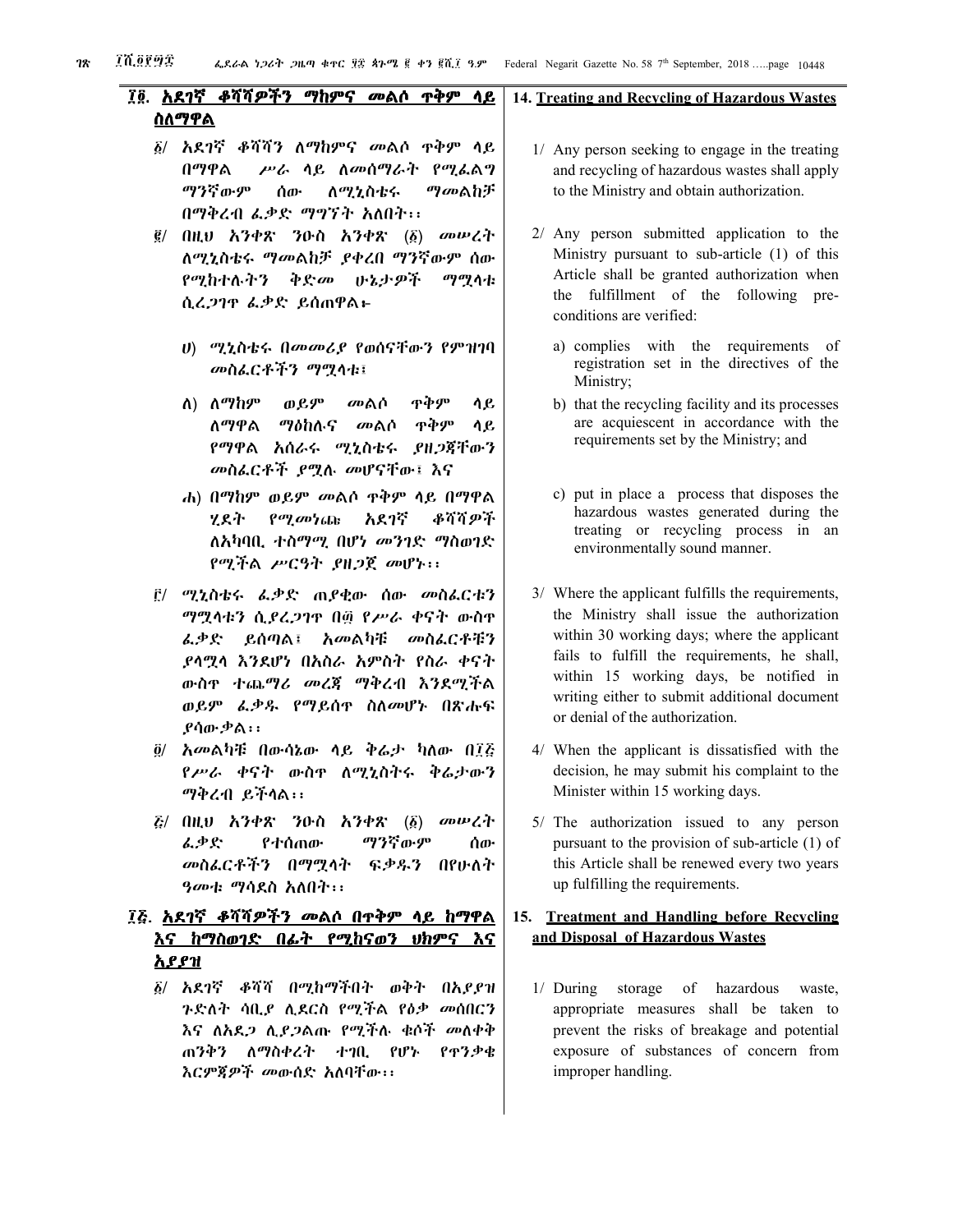## ፲፬. አደገኛ ቆሻሻዎችን ማከምና መልሶ ጥቅም ላይ ስለማዋል

፩/ አደገኛ ቆሻሻን ለማከምና መልሶ ጥቅም ላይ በማዋል ሥራ ላይ ለመሰማራት የሚፈልግ ማንኛውም ሰው ለሚኒስቴሩ ማመልከቻ በማቅረብ ፈቃድ ማግኘት አለበት፡፡

፪/ በዚህ አንቀጽ ንዑስ አንቀጽ (፩) መሠረት ለሚኒስቴሩ ማመልከቻ ያቀረበ ማንኛውም ሰው የሚከተሉትን ቅድመ ሁኔታዎች ማሟላቱ ሲረጋገጥ ፈቃድ ይሰጠዋል፥

ሀ) ሚኒስቴሩ በመመሪያ የወሰናቸውን የምዝገባ መስፈርቶችን ማሟላቱ፣

ለ) ለማከም ወይም መልሶ ጥቅም ላይ ለማዋል ማዕከሉና መልሶ ጥቅም ላይ የማዋል አሰራሩ ሚኒስቴሩ ያዘጋጃቸውን መስፈርቶች ያሟሉ መሆናቸው፣ እና

ሐ) በማከም ወይም መልሶ ጥቅም ላይ በማዋል ሂደት የሚመነጩ አደገኛ ቆሻሻዎች ለአካባቢ ተስማሚ በሆነ መንገድ ማስወገድ የሚችል ሥርዓት ያዘጋጀ መሆኑ፡፡

፫/ ሚኒስቴሩ ፈቃድ ጠያቂው ሰው መስፈርቱን ማሟላቱን ሲያረጋግጥ በ፴ የሥራ ቀናት ውስጥ ፈቃድ ይሰጣል፣ አመልካቹ መስፈርቶቹን ያላሟላ እንደሆነ በአስራ አምስት የስራ ቀናት ውስጥ ተጨማሪ መረጃ ማቅረብ እንደሚችል ወይም ፈቃዱ የማይሰጥ ስለመሆኑ በጽሑፍ ያሳውቃል፡፡

፬/ አመልካቹ በውሳኔው ላይ ቅሬታ ካለው በ፲፭ የሥራ ቀናት ውስጥ ለሚኒስትሩ ቅሬታውን ማቅረብ ይችላል፡፡

፭/ በዚህ አንቀጽ ንዑስ አንቀጽ (፩) መሠረት ፈቃድ የተሰጠው ማንኛውም ሰው መስፈርቶችን በማሟላት ፍቃዱን በየሁለት ዓመቱ ማሳደስ አለበት፡፡

## ፲፭. አደገኛ ቆሻሻዎችን መልሶ በጥቅም ላይ ከማዋል እና ከማስወገድ በፊት የሚከናወን ህክምና እና አያያዝ

፩/ አደገኛ ቆሻሻ በሚከማችበት ወቅት በአያያዝ ጉድለት ሳቢያ ሊደርስ የሚችል የዕቃ መሰበርን እና ለአደጋ ሊያጋልጡ የሚችሉ ቁሶች መለቀቅ ጠንቅን ለማስቀረት ተገቢ የሆኑ የጥንቃቄ እርምጃዎች መውሰድ አለባቸው፡፡

## 14. Treating and Recycling of Hazardous Wastes

1/ Any person seeking to engage in the treating and recycling of hazardous wastes shall apply to the Ministry and obtain authorization.

2/ Any person submitted application to the Ministry pursuant to sub-article (1) of this Article shall be granted authorization when the fulfillment of the following pre-conditions are verified:

a) complies with the requirements of registration set in the directives of the Ministry;

b) that the recycling facility and its processes are acquiescent in accordance with the requirements set by the Ministry; and

c) put in place a process that disposes the hazardous wastes generated during the treating or recycling process in an environmentally sound manner.

3/ Where the applicant fulfills the requirements, the Ministry shall issue the authorization within 30 working days; where the applicant fails to fulfill the requirements, he shall, within 15 working days, be notified in writing either to submit additional document or denial of the authorization.

4/ When the applicant is dissatisfied with the decision, he may submit his complaint to the Minister within 15 working days.

5/ The authorization issued to any person pursuant to the provision of sub-article (1) of this Article shall be renewed every two years up fulfilling the requirements.

## 15. Treatment and Handling before Recycling and Disposal of Hazardous Wastes

1/ During storage of hazardous waste, appropriate measures shall be taken to prevent the risks of breakage and potential exposure of substances of concern from improper handling.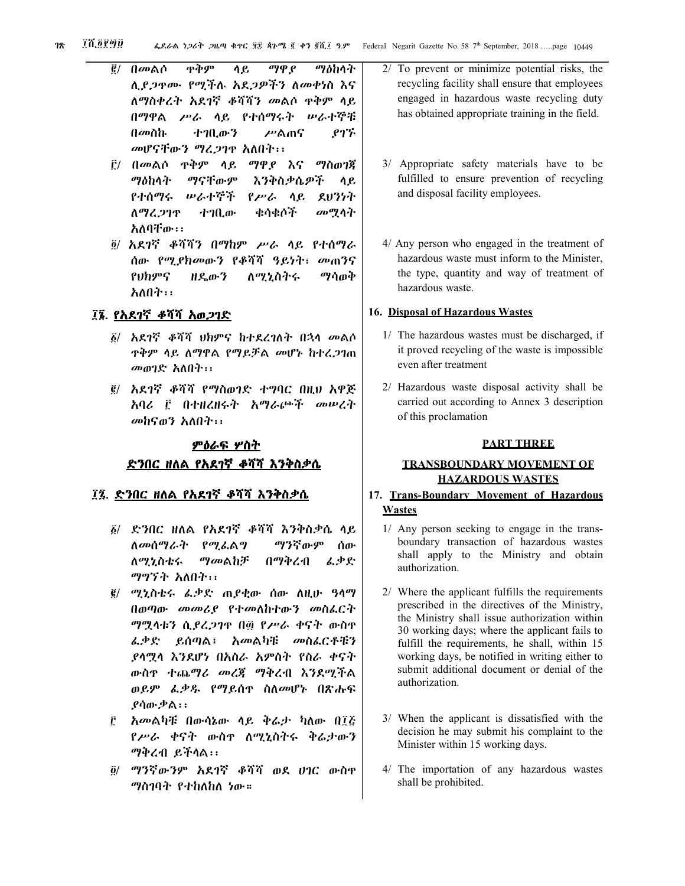፪/ በመልሶ ጥቅም ላይ ማዋያ ማዕከላት ሊያጋጥሙ የሚችሉ አደጋዎችን ለመቀነስ እና ለማስቀረት አደገኛ ቆሻሻን መልሶ ጥቅም ላይ በማዋል ሥራ ላይ የተሰማሩት ሠራተኞቹ በመስኩ ተገቢውን ሥልጠና ያገኙ መሆናቸውን ማረጋገጥ አለበት፡፡

፫/ በመልሶ ጥቅም ላይ ማዋያ እና ማስወገጃ ማዕከላት ማናቸውም እንቅስቃሴዎች ላይ የተሰማሩ ሠራተኞች የሥራ ላይ ደህንነት ለማረጋገጥ ተገቢው ቁሳቁሶች መሟላት አለባቸው፡፡

፬/ አደገኛ ቆሻሻን በማከም ሥራ ላይ የተሰማራ ሰው የሚያክመውን የቆሻሻ ዓይነት፣ መጠንና የህክምና ዘዴውን ለሚኒስትሩ ማሳወቅ አለበት፡፡

## ፲፮. የአደገኛ ቆሻሻ አወጋገድ

፩/ አደገኛ ቆሻሻ ህክምና ከተደረገለት በኋላ መልሶ ጥቅም ላይ ለማዋል የማይቻል መሆኑ ከተረጋገጠ መወገድ አለበት፡፡

፪/ አደገኛ ቆሻሻ የማስወገድ ተግባር በዚህ አዋጅ አባሪ ፫ በተዘረዘሩት አማራጮች መሠረት መከናወን አለበት፡፡

## ምዕራፍ ሦስት
## ድንበር ዘለል የአደገኛ ቆሻሻ እንቅስቃሴ

## ፲፯. ድንበር ዘለል የአደገኛ ቆሻሻ እንቅስቃሴ

፩/ ድንበር ዘለል የአደገኛ ቆሻሻ እንቅስቃሴ ላይ ለመሰማራት የሚፈልግ ማንኛውም ሰው ለሚኒስቴሩ ማመልከቻ በማቅረብ ፈቃድ ማግኘት አለበት፡፡

፪/ ሚኒስቴሩ ፈቃድ ጠያቂው ሰው ለዚሁ ዓላማ በወጣው መመሪያ የተመለከተውን መስፈርት ማሟላቱን ሲያረጋግጥ በ፴ የሥራ ቀናት ውስጥ ፈቃድ ይሰጣል፤ አመልካቹ መስፈርቶቹን ያላሟላ እንደሆነ በአስራ አምስት የስራ ቀናት ውስጥ ተጨማሪ መረጃ ማቅረብ እንደሚችል ወይም ፈቃዱ የማይሰጥ ስለመሆኑ በጽሑፍ ያሳውቃል፡፡

፫ አመልካቹ በውሳኔው ላይ ቅሬታ ካለው በ፲፭ የሥራ ቀናት ውስጥ ለሚኒስትሩ ቅሬታውን ማቅረብ ይችላል፡፡

፬/ ማንኛውንም አደገኛ ቆሻሻ ወደ ሀገር ውስጥ ማስገባት የተከለከለ ነው።

2/ To prevent or minimize potential risks, the recycling facility shall ensure that employees engaged in hazardous waste recycling duty has obtained appropriate training in the field.

3/ Appropriate safety materials have to be fulfilled to ensure prevention of recycling and disposal facility employees.

4/ Any person who engaged in the treatment of hazardous waste must inform to the Minister, the type, quantity and way of treatment of hazardous waste.

## 16. Disposal of Hazardous Wastes

1/ The hazardous wastes must be discharged, if it proved recycling of the waste is impossible even after treatment

2/ Hazardous waste disposal activity shall be carried out according to Annex 3 description of this proclamation

## PART THREE
## TRANSBOUNDARY MOVEMENT OF HAZARDOUS WASTES

## 17. Trans-Boundary Movement of Hazardous Wastes

1/ Any person seeking to engage in the trans-boundary transaction of hazardous wastes shall apply to the Ministry and obtain authorization.

2/ Where the applicant fulfills the requirements prescribed in the directives of the Ministry, the Ministry shall issue authorization within 30 working days; where the applicant fails to fulfill the requirements, he shall, within 15 working days, be notified in writing either to submit additional document or denial of the authorization.

3/ When the applicant is dissatisfied with the decision he may submit his complaint to the Minister within 15 working days.

4/ The importation of any hazardous wastes shall be prohibited.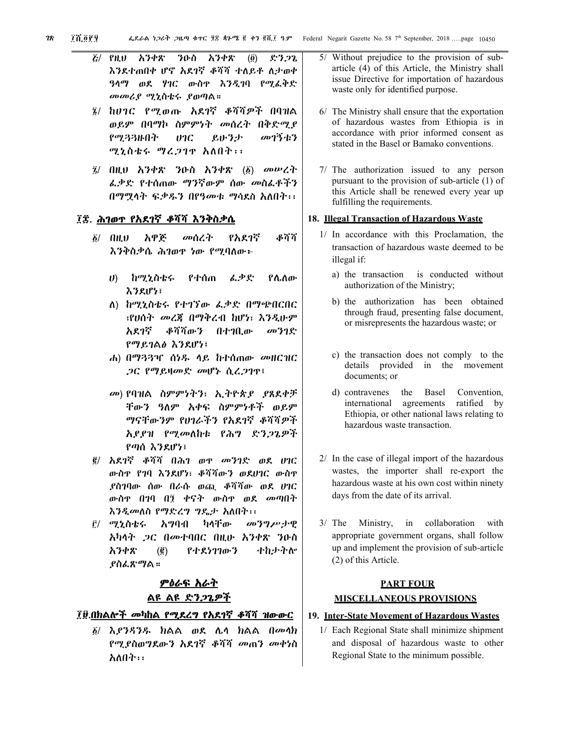፭/ የዚህ አንቀጽ ንዑስ አንቀጽ (፬) ድንጋጌ እንደተጠበቀ ሆኖ አደገኛ ቆሻሻ ተለይቶ ለታወቀ ዓላማ ወደ ሃገር ውስጥ እንዲገባ የሚፈቅድ መመሪያ ሚኒስቴሩ ያወጣል።

፮/ ከሀገር የሚወጡ አደገኛ ቆሻሻዎች በባዝል ወይም በባማኮ ስምምነት መሰረት በቅድሚያ የሚጓጓዙበት ሀገር ይሁንታ መገኘቱን ሚኒስቴሩ ማረጋገጥ አለበት፡፡

፯/ በዚህ አንቀጽ ንዑስ አንቀጽ (፩) መሠረት ፈቃድ የተሰጠው ማንኛውም ሰው መስፈቶችን በማሟላት ፍቃዱን በየዓመቱ ማሳደስ አለበት፡፡

## ፲፰. ሕገወጥ የአደገኛ ቆሻሻ እንቅስቃሴ

፩/ በዚህ አዋጅ መሰረት የአደገኛ ቆሻሻ እንቅስቃሴ ሕገወጥ ነው የሚባለው፡-

ሀ) ከሚኒስቴሩ የተሰጠ ፈቃድ የሌለው እንደሆነ፣

ለ) ከሚኒስቴሩ የተገኘው ፈቃድ በማጭበርበር ፣የሀሰት መረጃ በማቅረብ ከሆነ፣ እንዲሁም አደገኛ ቆሻሻውን በተገቢው መንገድ የማይገልፅ እንደሆነ፣

ሐ) በማጓጓዣ ሰነዱ ላይ ከተሰጠው መዘርዝር ጋር የማይዛመድ መሆኑ ሲረጋገጥ፣

መ) የባዝል ስምምነትን፣ ኢትዮጵያ ያጸደቀቻ ቸውን ዓለም አቀፍ ስምምነቶች ወይም ማናቸውንም የሀገራችን የአደገኛ ቆሻሻዎች አያያዝ የሚመለከቱ የሕግ ድንጋጌዎች የጣሰ እንደሆነ፣

፪/ አደገኛ ቆሻሻ በሕገ ወጥ መንገድ ወደ ሀገር ውስጥ የገባ እንደሆነ፣ ቆሻሻውን ወደሀገር ውስጥ ያስገባው ሰው በራሱ ወጪ ቆሻሻው ወደ ሀገር ውስጥ በገባ በ፺ ቀናት ውስጥ ወደ መጣበት እንዲመለስ የማድረግ ግዴታ አለበት፡፡

፫/ ሚኒስቴሩ አግባብ ካላቸው መንግሥታዊ አካላት ጋር በመተባበር በዚሁ አንቀጽ ንዑስ አንቀጽ (፪) የተደነገገውን ተከታትሎ ያስፈጽማል።

## ምዕራፍ አራት
## ልዩ ልዩ ድንጋጌዎች

## ፲፱.በክልሎች መካከል የሚደረግ የአደገኛ ቆሻሻ ዝውውር

፩/ እያንዳንዱ ክልል ወደ ሌላ ክልል በመላክ የሚያስወግደውን አደገኛ ቆሻሻ መጠን መቀነስ አለበት፡፡

5/ Without prejudice to the provision of sub-article (4) of this Article, the Ministry shall issue Directive for importation of hazardous waste only for identified purpose.

6/ The Ministry shall ensure that the exportation of hazardous wastes from Ethiopia is in accordance with prior informed consent as stated in the Basel or Bamako conventions.

7/ The authorization issued to any person pursuant to the provision of sub-article (1) of this Article shall be renewed every year up fulfilling the requirements.

## 18. Illegal Transaction of Hazardous Waste

1/ In accordance with this Proclamation, the transaction of hazardous waste deemed to be illegal if:

a) the transaction is conducted without authorization of the Ministry;

b) the authorization has been obtained through fraud, presenting false document, or misrepresents the hazardous waste; or

c) the transaction does not comply to the details provided in the movement documents; or

d) contravenes the Basel Convention, international agreements ratified by Ethiopia, or other national laws relating to hazardous waste transaction.

2/ In the case of illegal import of the hazardous wastes, the importer shall re-export the hazardous waste at his own cost within ninety days from the date of its arrival.

3/ The Ministry, in collaboration with appropriate government organs, shall follow up and implement the provision of sub-article (2) of this Article.

## PART FOUR
## MISCELLANEOUS PROVISIONS

## 19. Inter-State Movement of Hazardous Wastes

1/ Each Regional State shall minimize shipment and disposal of hazardous waste to other Regional State to the minimum possible.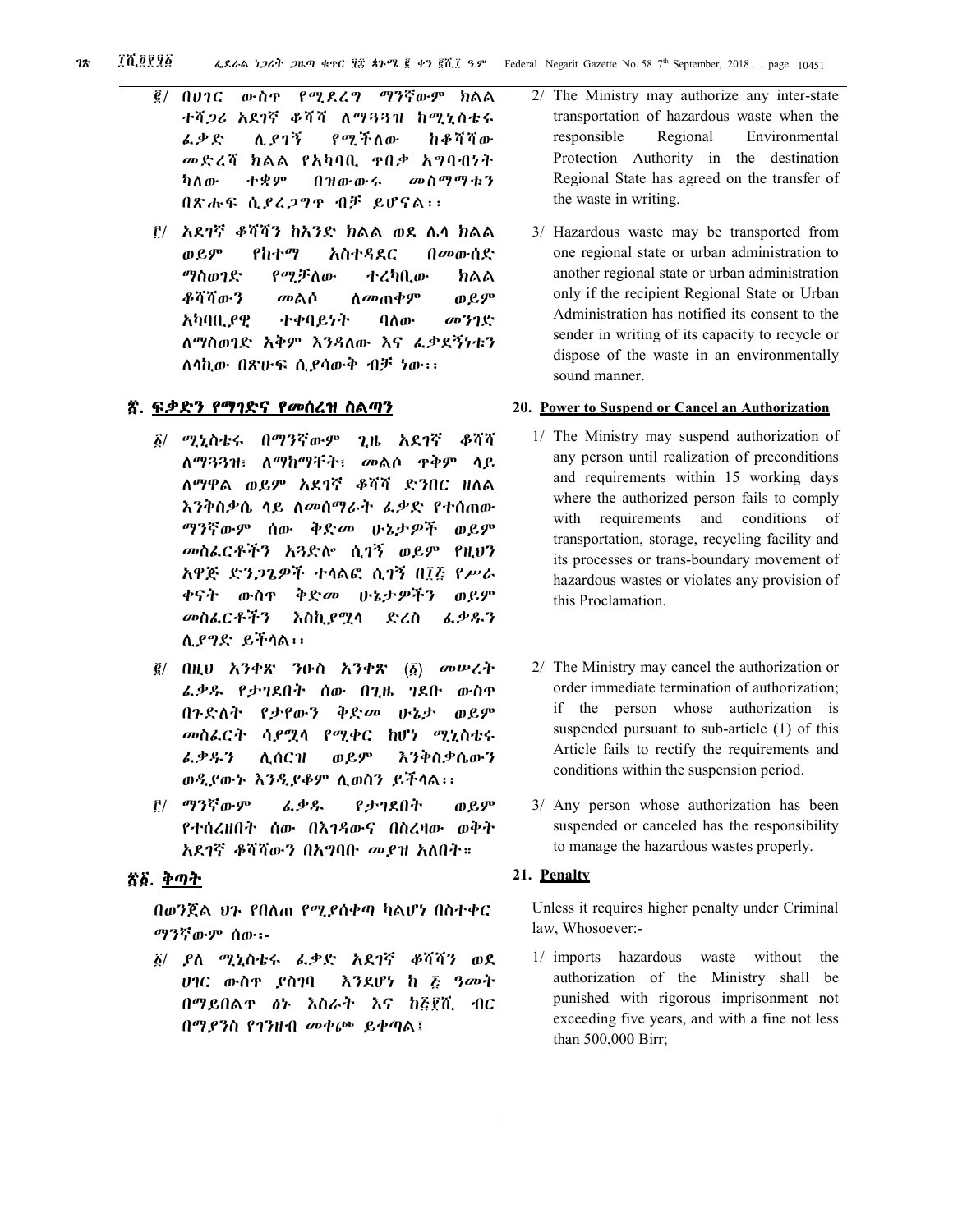፪/ በሀገር ውስጥ የሚደረግ ማንኛውም ክልል ተሻጋሪ አደገኛ ቆሻሻ ለማጓጓዝ ከሚኒስቴሩ ፈቃድ ሊያገኝ የሚችለው ከቆሻሻው መድረሻ ክልል የአካባቢ ጥበቃ አግባብነት ካለው ተቋም በዝውውሩ መስማማቱን በጽሑፍ ሲያረጋግጥ ብቻ ይሆናል፡፡

፫/ አደገኛ ቆሻሻን ከአንድ ክልል ወደ ሌላ ክልል ወይም የከተማ አስተዳደር በመውሰድ ማስወገድ የሚቻለው ተረካቢው ክልል ቆሻሻውን መልሶ ለመጠቀም ወይም አካባቢያዊ ተቀባይነት ባለው መንገድ ለማስወገድ አቅም እንዳለው እና ፈቃደኝነቱን ለላኪው በጽሁፍ ሲያሳውቅ ብቻ ነው፡፡

## ፳. ፍቃድን የማገድና የመሰረዝ ስልጣን

፩/ ሚኒስቴሩ በማንኛውም ጊዜ አደገኛ ቆሻሻ ለማጓጓዝ፣ ለማከማቸት፣ መልሶ ጥቅም ላይ ለማዋል ወይም አደገኛ ቆሻሻ ድንበር ዘለል እንቅስቃሴ ላይ ለመሰማራት ፈቃድ የተሰጠው ማንኛውም ሰው ቅድመ ሁኔታዎች ወይም መስፈርቶችን አጓድሎ ሲገኝ ወይም የዚህን አዋጅ ድንጋጌዎች ተላልፎ ሲገኝ በ፲፭ የሥራ ቀናት ውስጥ ቅድመ ሁኔታዎችን ወይም መስፈርቶችን እስኪያሟላ ድረስ ፈቃዱን ሊያግድ ይችላል፡፡

፪/ በዚህ አንቀጽ ንዑስ አንቀጽ (፩) መሠረት ፈቃዱ የታገደበት ሰው በጊዜ ገደቡ ውስጥ በጉድለት የታየውን ቅድመ ሁኔታ ወይም መስፈርት ሳያሟላ የሚቀር ከሆነ ሚኒስቴሩ ፈቃዱን ሊሰርዝ ወይም እንቅስቃሴውን ወዲያውኑ እንዲያቆም ሊወስን ይችላል፡፡

፫/ ማንኛውም ፈቃዱ የታገደበት ወይም የተሰረዘበት ሰው በእገዳውና በስረዛው ወቅት አደገኛ ቆሻሻውን በአግባቡ መያዝ አለበት።

## ፳፩. ቅጣት

በወንጀል ህጉ የበለጠ የሚያስቀጣ ካልሆነ በስተቀር ማንኛውም ሰው፡-

፩/ ያለ ሚኒስቴሩ ፈቃድ አደገኛ ቆሻሻን ወደ ሀገር ውስጥ ያስገባ እንደሆነ ከ ፭ ዓመት በማይበልጥ ፅኑ እስራት እና ከ፭፻ሺ ብር በማያንስ የገንዘብ መቀጮ ይቀጣል፤

2/ The Ministry may authorize any inter-state transportation of hazardous waste when the responsible Regional Environmental Protection Authority in the destination Regional State has agreed on the transfer of the waste in writing.

3/ Hazardous waste may be transported from one regional state or urban administration to another regional state or urban administration only if the recipient Regional State or Urban Administration has notified its consent to the sender in writing of its capacity to recycle or dispose of the waste in an environmentally sound manner.

## 20. Power to Suspend or Cancel an Authorization

1/ The Ministry may suspend authorization of any person until realization of preconditions and requirements within 15 working days where the authorized person fails to comply with requirements and conditions of transportation, storage, recycling facility and its processes or trans-boundary movement of hazardous wastes or violates any provision of this Proclamation.

2/ The Ministry may cancel the authorization or order immediate termination of authorization; if the person whose authorization is suspended pursuant to sub-article (1) of this Article fails to rectify the requirements and conditions within the suspension period.

3/ Any person whose authorization has been suspended or canceled has the responsibility to manage the hazardous wastes properly.

## 21. Penalty

Unless it requires higher penalty under Criminal law, Whosoever:-

1/ imports hazardous waste without the authorization of the Ministry shall be punished with rigorous imprisonment not exceeding five years, and with a fine not less than 500,000 Birr;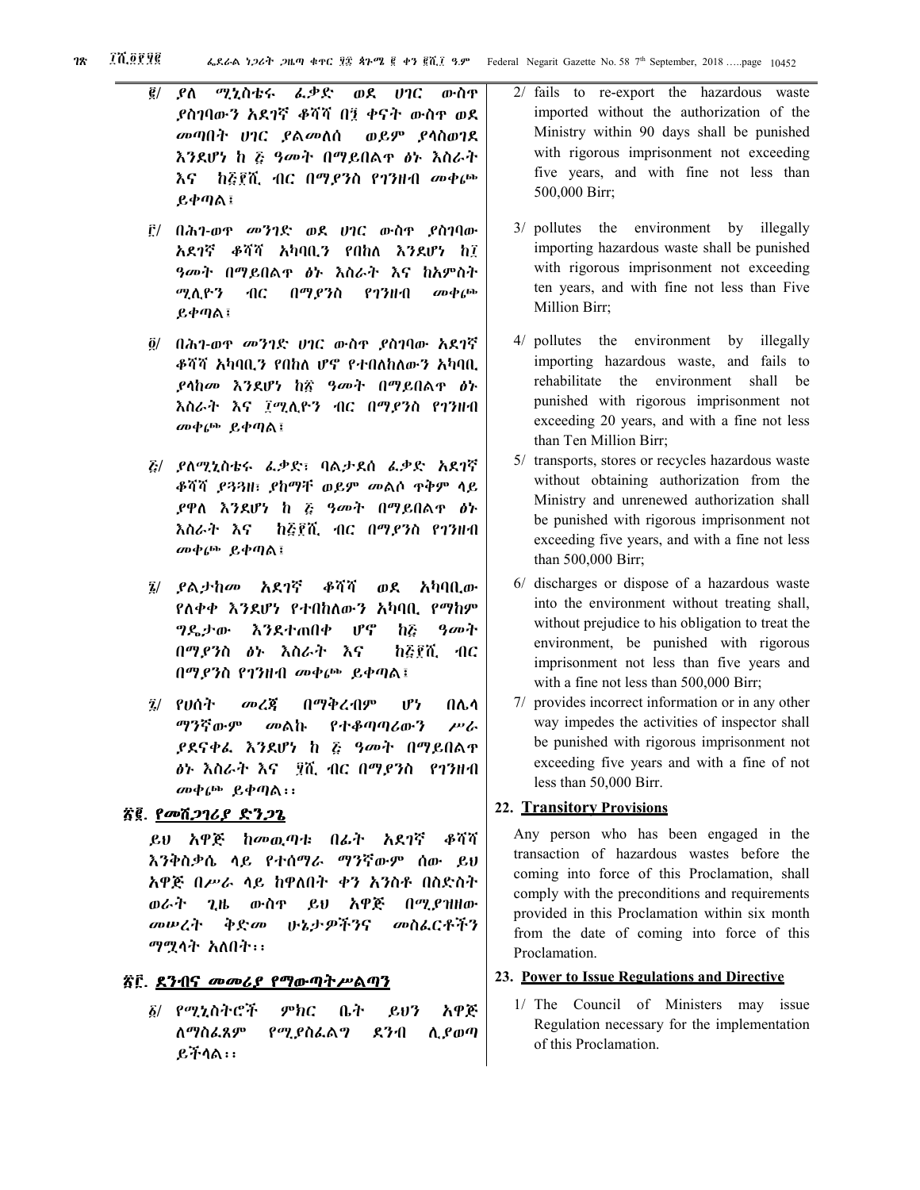፪/ ያለ ሚኒስቴሩ ፈቃድ ወደ ሀገር ውስጥ ያስገባውን አደገኛ ቆሻሻ በ፺ ቀናት ውስጥ ወደ መጣበት ሀገር ያልመለሰ ወይም ያላስወገደ እንደሆነ ከ ፭ ዓመት በማይበልጥ ፅኑ እስራት እና ከ፭፻ሺ ብር በማያንስ የገንዘብ መቀጮ ይቀጣል፤

፫/ በሕገ-ወጥ መንገድ ወደ ሀገር ውስጥ ያስገባው አደገኛ ቆሻሻ አካባቢን የበከለ እንደሆነ ከ፲ ዓመት በማይበልጥ ፅኑ እስራት እና ከአምስት ሚሊዮን ብር በማያንስ የገንዘብ መቀጮ ይቀጣል፤

፬/ በሕገ-ወጥ መንገድ ሀገር ውስጥ ያስገባው አደገኛ ቆሻሻ አካባቢን የበከለ ሆኖ የተበለከለውን አካባቢ ያላከመ እንደሆነ ከ፳ ዓመት በማይበልጥ ፅኑ እስራት እና ፲ሚሊዮን ብር በማያንስ የገንዘብ መቀጮ ይቀጣል፤

፭/ ያለሚኒስቴሩ ፈቃድ፣ ባልታደሰ ፈቃድ አደገኛ ቆሻሻ ያጓጓዘ፣ ያከማቸ ወይም መልሶ ጥቅም ላይ ያዋለ እንደሆነ ከ ፭ ዓመት በማይበልጥ ፅኑ እስራት እና ከ፭፻ሺ ብር በማያንስ የገንዘብ መቀጮ ይቀጣል፤

፮/ ያልታከመ አደገኛ ቆሻሻ ወደ አካባቢው የለቀቀ እንደሆነ የተበከለውን አካባቢ የማከም ግዴታው እንደተጠበቀ ሆኖ ከ፭ ዓመት በማያንስ ፅኑ እስራት እና ከ፭፻ሺ ብር በማያንስ የገንዘብ መቀጮ ይቀጣል፤

፯/ የሀሰት መረጃ በማቅረብም ሆነ በሌላ ማንኛውም መልኩ የተቆጣጣሪውን ሥራ ያደናቀፈ እንደሆነ ከ ፭ ዓመት በማይበልጥ ፅኑ እስራት እና ፶ሺ ብር በማያንስ የገንዘብ መቀጮ ይቀጣል፡፡

## ፳፪. የመሸጋገሪያ ድንጋጌ

ይህ አዋጅ ከመዉጣቱ በፊት አደገኛ ቆሻሻ እንቅስቃሴ ላይ የተሰማራ ማንኛውም ሰው ይህ አዋጅ በሥራ ላይ ከዋለበት ቀን አንስቶ በስድስት ወራት ጊዜ ውስጥ ይህ አዋጅ በሚያዝዘው መሠረት ቅድመ ሁኔታዎችንና መስፈርቶችን ማሟላት አለበት፡፡

## ፳፫. ደንብና መመሪያ የማውጣትሥልጣን

፩/ የሚኒስትሮች ምክር ቤት ይህን አዋጅ ለማስፈጸም የሚያስፈልግ ደንብ ሊያወጣ ይችላል፡፡

2/ fails to re-export the hazardous waste imported without the authorization of the Ministry within 90 days shall be punished with rigorous imprisonment not exceeding five years, and with fine not less than 500,000 Birr;

3/ pollutes the environment by illegally importing hazardous waste shall be punished with rigorous imprisonment not exceeding ten years, and with fine not less than Five Million Birr;

4/ pollutes the environment by illegally importing hazardous waste, and fails to rehabilitate the environment shall be punished with rigorous imprisonment not exceeding 20 years, and with a fine not less than Ten Million Birr;

5/ transports, stores or recycles hazardous waste without obtaining authorization from the Ministry and unrenewed authorization shall be punished with rigorous imprisonment not exceeding five years, and with a fine not less than 500,000 Birr;

6/ discharges or dispose of a hazardous waste into the environment without treating shall, without prejudice to his obligation to treat the environment, be punished with rigorous imprisonment not less than five years and with a fine not less than 500,000 Birr;

7/ provides incorrect information or in any other way impedes the activities of inspector shall be punished with rigorous imprisonment not exceeding five years and with a fine of not less than 50,000 Birr.

## 22. Transitory Provisions

Any person who has been engaged in the transaction of hazardous wastes before the coming into force of this Proclamation, shall comply with the preconditions and requirements provided in this Proclamation within six month from the date of coming into force of this Proclamation.

## 23. Power to Issue Regulations and Directive

1/ The Council of Ministers may issue Regulation necessary for the implementation of this Proclamation.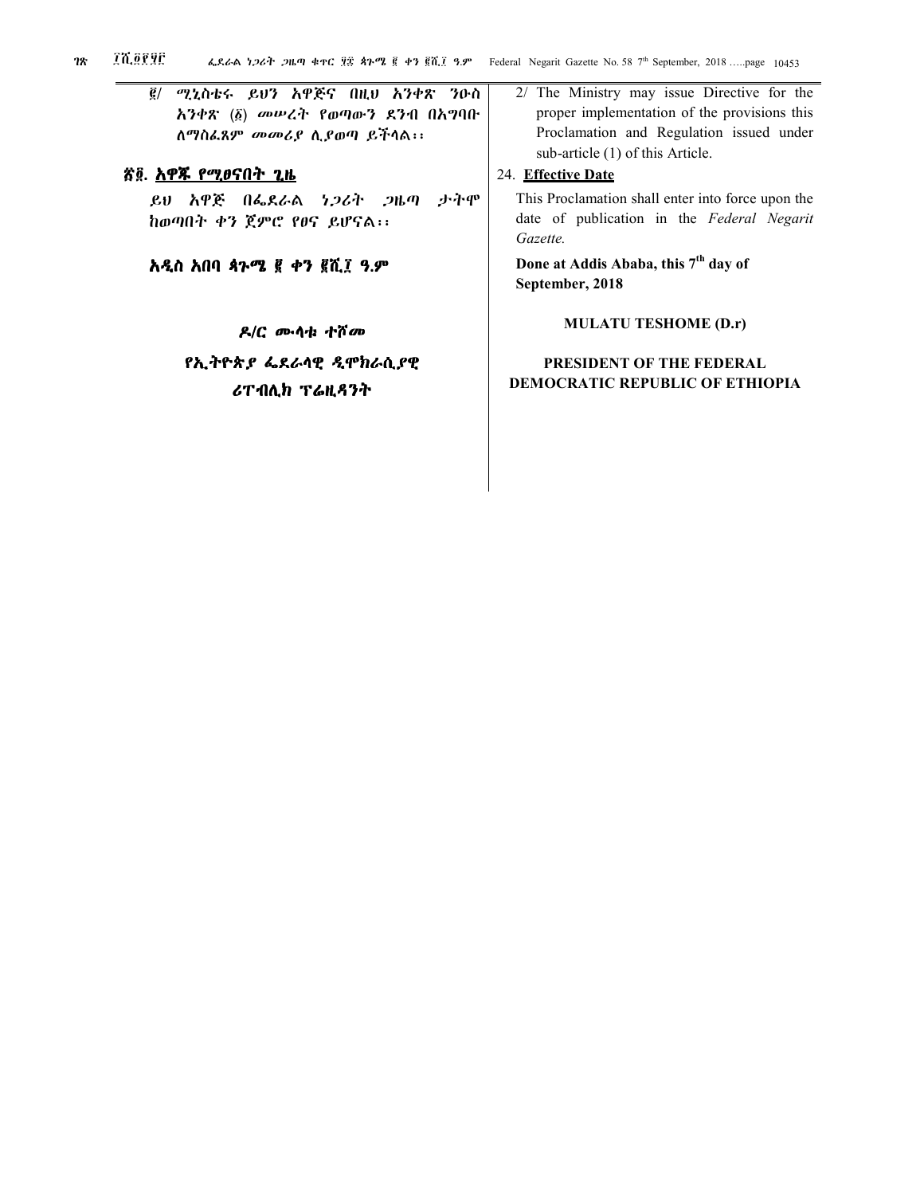፪/ ሚኒስቴሩ ይህን አዋጅና በዚህ አንቀጽ ንዑስ አንቀጽ (፩) መሠረት የወጣውን ደንብ በአግባቡ ለማስፈጸም መመሪያ ሊያወጣ ይችላል፡፡

## ፳፬. አዋጁ የሚፀናበት ጊዜ

ይህ አዋጅ በፌደራል ነጋሪት ጋዜጣ ታትሞ ከወጣበት ቀን ጀምሮ የፀና ይሆናል፡፡

**አዲስ አበባ ጳጉሜ ፪ ቀን ፪ሺ፲ ዓ.ም**

**ዶ/ር ሙላቱ ተሾመ**

**የኢትዮጵያ ፌደራላዊ ዲሞክራሲያዊ ሪፐብሊክ ፕሬዚዳንት**

2/ The Ministry may issue Directive for the proper implementation of the provisions this Proclamation and Regulation issued under sub-article (1) of this Article.

## 24. Effective Date

This Proclamation shall enter into force upon the date of publication in the *Federal Negarit Gazette.*

**Done at Addis Ababa, this 7th day of September, 2018**

**MULATU TESHOME (D.r)**

**PRESIDENT OF THE FEDERAL DEMOCRATIC REPUBLIC OF ETHIOPIA**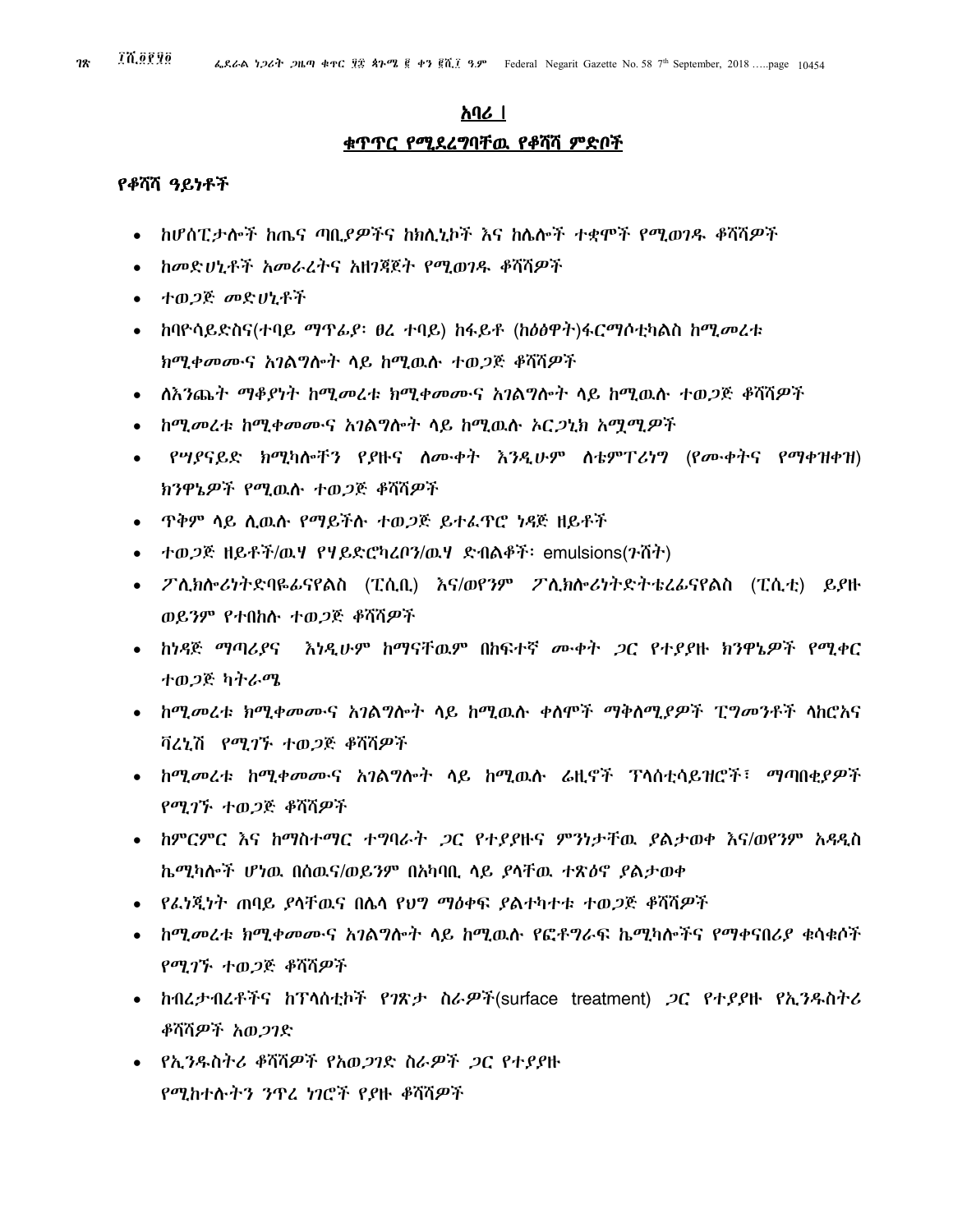## አባሪ ፤

## ቁጥጥር የሚደረግባቸዉ የቆሻሻ ምድቦች

### የቆሻሻ ዓይነቶች

- ከሆስፒታሎች ከጤና ጣቢያዎችና ከክሊኒኮች እና ከሌሎች ተቋሞች የሚወገዱ ቆሻሻዎች
- ከመድሀኒቶች አመራረትና አዘገጃጀት የሚወገዱ ቆሻሻዎች
- ተወጋጅ መድሀኒቶች
- ከባዮሳይድስና(ተባይ ማጥፊያ፡ ፀረ ተባይ) ከፋይቶ (ከዕፅዋት)ፋርማሶቲካልስ ከሚመረቱ ክሚቀመሙና አገልግሎት ላይ ከሚዉሉ ተወጋጅ ቆሻሻዎች
- ለእንጨት ማቆያነት ከሚመረቱ ክሚቀመሙና አገልግሎት ላይ ከሚዉሉ ተወጋጅ ቆሻሻዎች
- ከሚመረቱ ከሚቀመሙና አገልግሎት ላይ ከሚዉሉ ኦርጋኒክ አሟሚዎች
- የሣያናይድ ክሚካሎችን የያዙና ለሙቀት እንዲሁም ለቴምፐሪንግ (የሙቀትና የማቀዝቀዝ) ክንዋኔዎች የሚዉሉ ተወጋጅ ቆሻሻዎች
- ጥቅም ላይ ሊዉሉ የማይችሉ ተወጋጅ ይተፈጥሮ ነዳጅ ዘይቶች
- ተወጋጅ ዘይቶች/ዉሃ የሃይድሮካረቦን/ዉሃ ድብልቆች፡ emulsions(ጉሽት)
- ፖሊክሎሪነትድባዬፊናየልስ (ፒሲቢ) እና/ወየንም ፖሊክሎሪነትድትቴረፊናየልስ (ፒሲቲ) ይያዙ ወይንም የተበከሉ ተወጋጅ ቆሻሻዎች
- ከነዳጅ ማጣሪያና እነዲሁም ከማናቸዉም በከፍተኛ ሙቀት ጋር የተያያዙ ክንዋኔዎች የሚቀር ተወጋጅ ካትራሜ
- ከሚመረቱ ክሚቀመሙና አገልግሎት ላይ ከሚዉሉ ቀለሞች ማቅለሚያዎች ፒግመንቶች ላከርአና ቫረኒሽ የሚገኙ ተወጋጅ ቆሻሻዎች
- ከሚመረቱ ክሚቀመሙና አገልግሎት ላይ ከሚዉሉ ሬዚኖች ፕላስቲሳይዝሮች፣ ማጣበቂያዎች የሚገኙ ተወጋጅ ቆሻሻዎች
- ከምርምር እና ከማስተማር ተግባራት ጋር የተያያዙና ምንነታቸዉ ያልታወቀ እና/ወየንም አዳዲስ ኬሚካሎች ሆነዉ በሰዉና/ወይንም በአካባቢ ላይ ያላቸዉ ተጽዕኖ ያልታወቀ
- የፈነጂነት ጠባይ ያላቸዉና በሌላ የህግ ማዕቀፍ ያልተካተቱ ተወጋጅ ቆሻሻዎች
- ከሚመረቱ ክሚቀመሙና አገልግሎት ላይ ከሚዉሉ የፎቶግራፍ ኬሚካሎችና የማቀናበሪያ ቁሳቁሶች የሚገኙ ተወጋጅ ቆሻሻዎች
- ከብረታብረቶችና ከፕላስቲኮች የገጽታ ስራዎች(surface treatment) ጋር የተያያዙ የኢንዱስትሪ ቆሻሻዎች አወጋገድ
- የኢንዱስትሪ ቆሻሻዎች የአወጋገድ ስራዎች ጋር የተያያዙ የሚከተሉትን ንጥረ ነገሮች የያዙ ቆሻሻዎች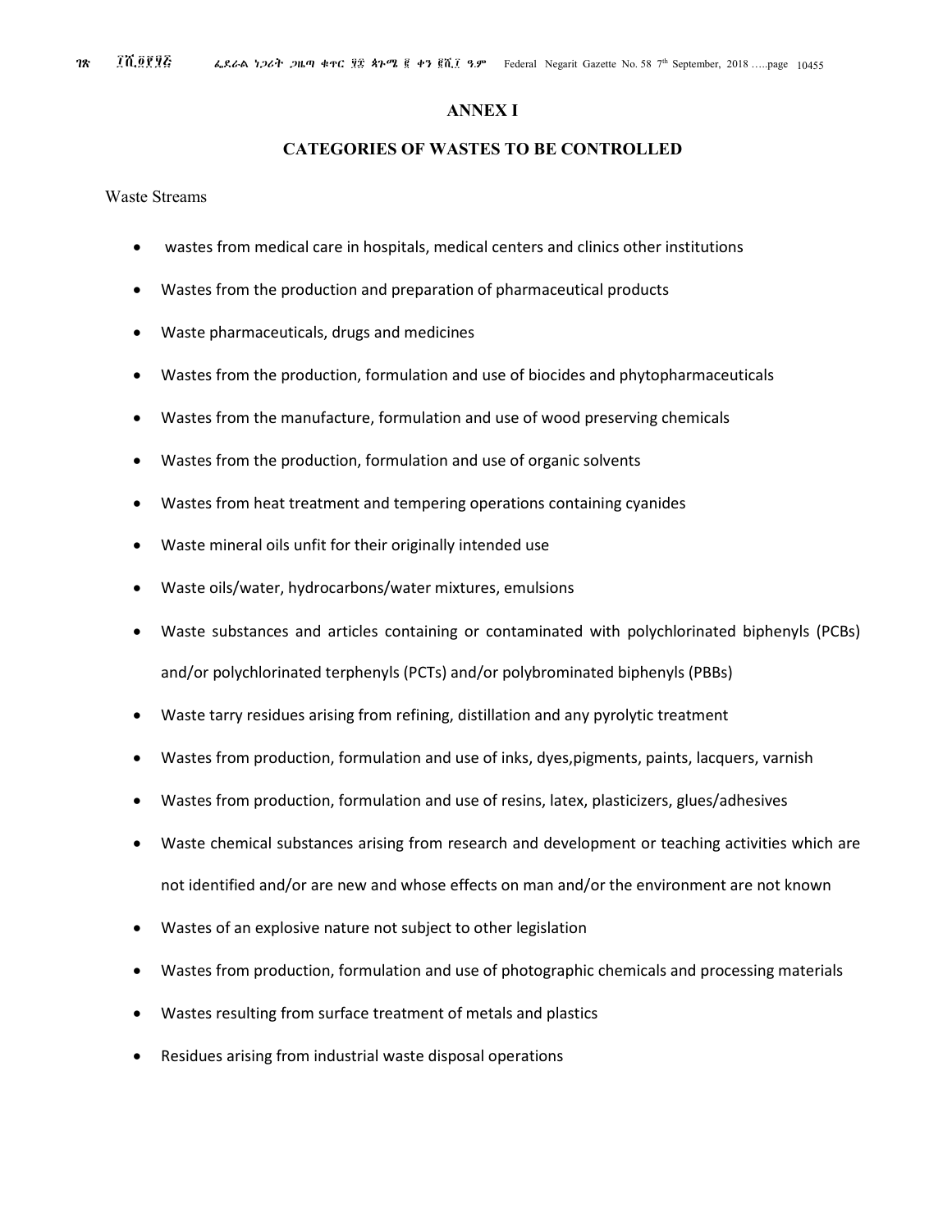# ANNEX I

## CATEGORIES OF WASTES TO BE CONTROLLED

Waste Streams

- wastes from medical care in hospitals, medical centers and clinics other institutions
- Wastes from the production and preparation of pharmaceutical products
- Waste pharmaceuticals, drugs and medicines
- Wastes from the production, formulation and use of biocides and phytopharmaceuticals
- Wastes from the manufacture, formulation and use of wood preserving chemicals
- Wastes from the production, formulation and use of organic solvents
- Wastes from heat treatment and tempering operations containing cyanides
- Waste mineral oils unfit for their originally intended use
- Waste oils/water, hydrocarbons/water mixtures, emulsions
- Waste substances and articles containing or contaminated with polychlorinated biphenyls (PCBs) and/or polychlorinated terphenyls (PCTs) and/or polybrominated biphenyls (PBBs)
- Waste tarry residues arising from refining, distillation and any pyrolytic treatment
- Wastes from production, formulation and use of inks, dyes,pigments, paints, lacquers, varnish
- Wastes from production, formulation and use of resins, latex, plasticizers, glues/adhesives
- Waste chemical substances arising from research and development or teaching activities which are not identified and/or are new and whose effects on man and/or the environment are not known
- Wastes of an explosive nature not subject to other legislation
- Wastes from production, formulation and use of photographic chemicals and processing materials
- Wastes resulting from surface treatment of metals and plastics
- Residues arising from industrial waste disposal operations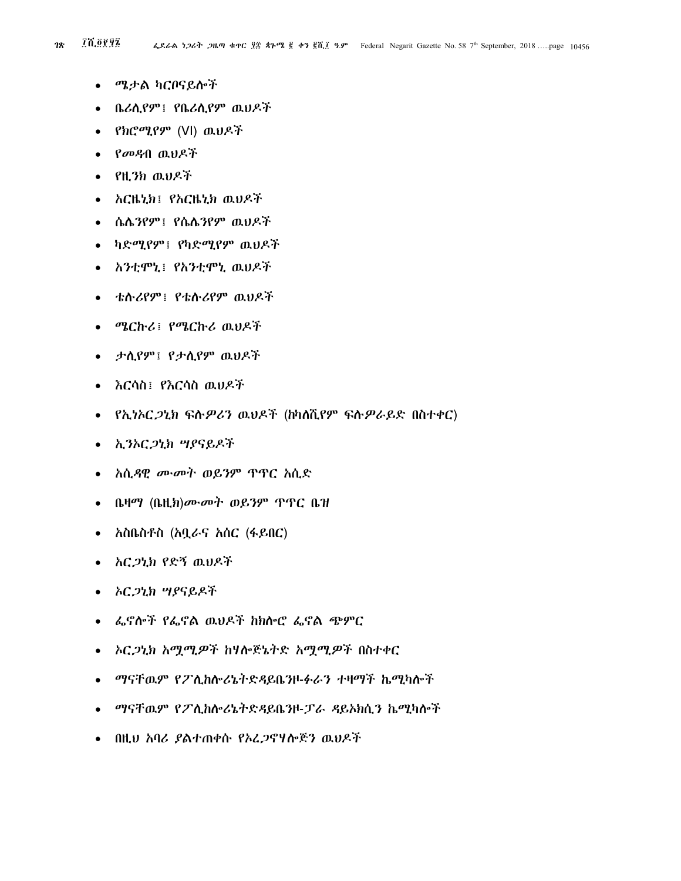- ሜታል ካርቦናይሎች
- ቤሪሊየም፤ የቤሪሊየም ዉህዶች
- የክሮሚየም (VI) ዉህዶች
- የመዳብ ዉህዶች
- የዚንክ ዉህዶች
- አርዜኒክ፤ የአርዜኒክ ዉህዶች
- ሴሌንየም፤ የሴሌንየም ዉህዶች
- ካድሚየም፤ የካድሚየም ዉህዶች
- አንቲሞኒ፤ የአንቲሞኒ ዉህዶች
- ቴሉሪየም፤ የቴሉሪየም ዉህዶች
- ሜርኩሪ፤ የሜርኩሪ ዉህዶች
- ታሊየም፤ የታሊየም ዉህዶች
- እርሳስ፤ የእርሳስ ዉህዶች
- የኢነኦርጋኒክ ፍሉዎሪን ዉህዶች (ከካለሺየም ፍሉዎራይድ በስተቀር)
- ኢንኦርጋኒክ ሣያናይዶች
- አሲዳዊ ሙመት ወይንም ጥጥር አሲድ
- ቤዛማ (ቤዚክ)ሙመት ወይንም ጥጥር ቤዝ
- አስቤስቶስ (አቧራና አሰር (ፋይበር)
- አርጋኒክ የድኝ ዉህዶች
- ኦርጋኒክ ሣያናይዶች
- ፌኖሎች የፌኖል ዉህዶች ከክሎሮ ፌኖል ጭምር
- ኦርጋኒክ አሚሚዎች ከሃሎጅኔትድ አሚሚዎች በስተቀር
- ማናቸዉም የፖሊክሎሪኔትድዳይቤንዞ-ፉራን ተዛማች ኬሚካሎች
- ማናቸዉም የፖሊክሎሪኔትድዳይቤንዞ-ፓራ ዳይኦክሲን ኬሚካሎች
- በዚህ አባሪ ያልተጠቀሱ የኦረጋኖሃሎጅን ዉህዶች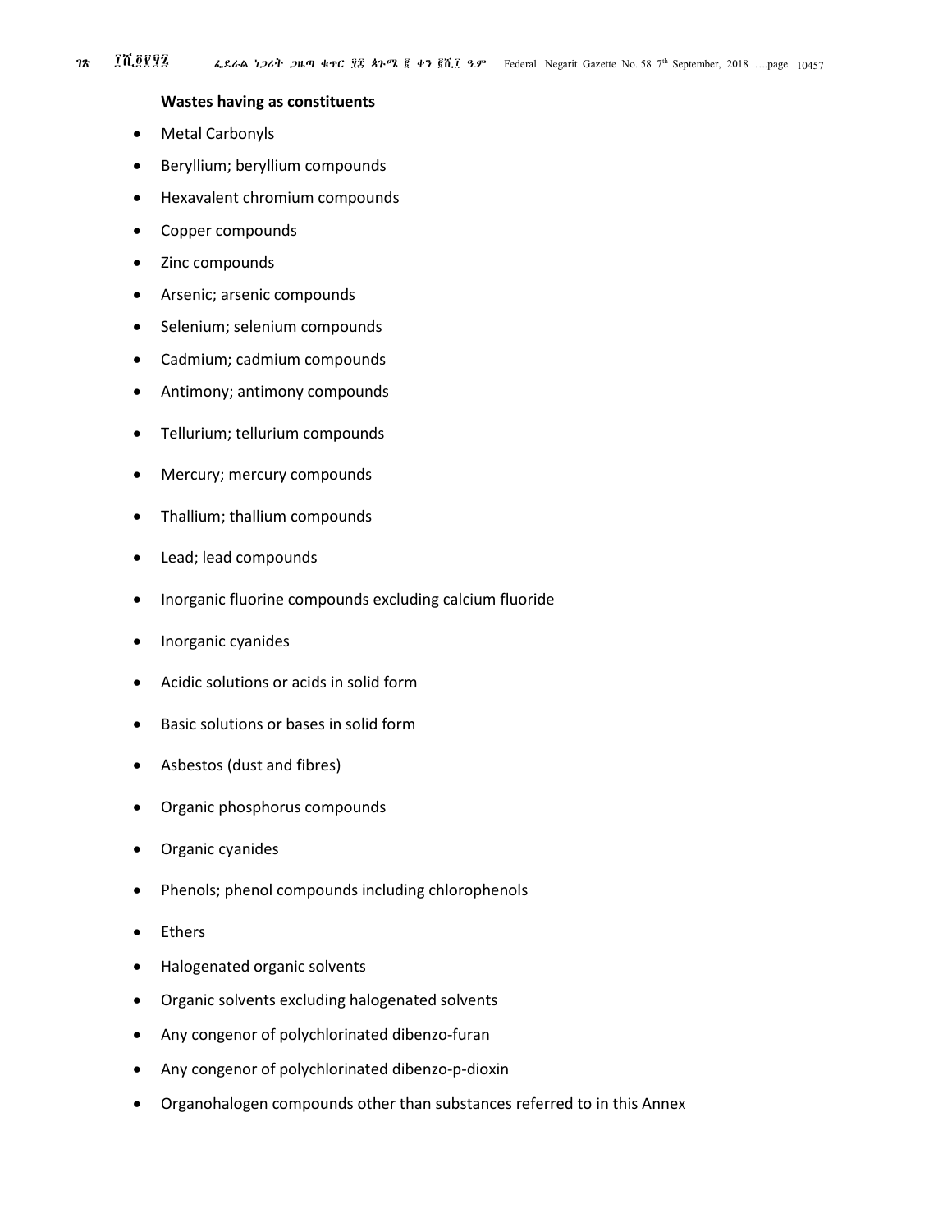**Wastes having as constituents**

- Metal Carbonyls
- Beryllium; beryllium compounds
- Hexavalent chromium compounds
- Copper compounds
- Zinc compounds
- Arsenic; arsenic compounds
- Selenium; selenium compounds
- Cadmium; cadmium compounds
- Antimony; antimony compounds
- Tellurium; tellurium compounds
- Mercury; mercury compounds
- Thallium; thallium compounds
- Lead; lead compounds
- Inorganic fluorine compounds excluding calcium fluoride
- Inorganic cyanides
- Acidic solutions or acids in solid form
- Basic solutions or bases in solid form
- Asbestos (dust and fibres)
- Organic phosphorus compounds
- Organic cyanides
- Phenols; phenol compounds including chlorophenols
- Ethers
- Halogenated organic solvents
- Organic solvents excluding halogenated solvents
- Any congenor of polychlorinated dibenzo-furan
- Any congenor of polychlorinated dibenzo-p-dioxin
- Organohalogen compounds other than substances referred to in this Annex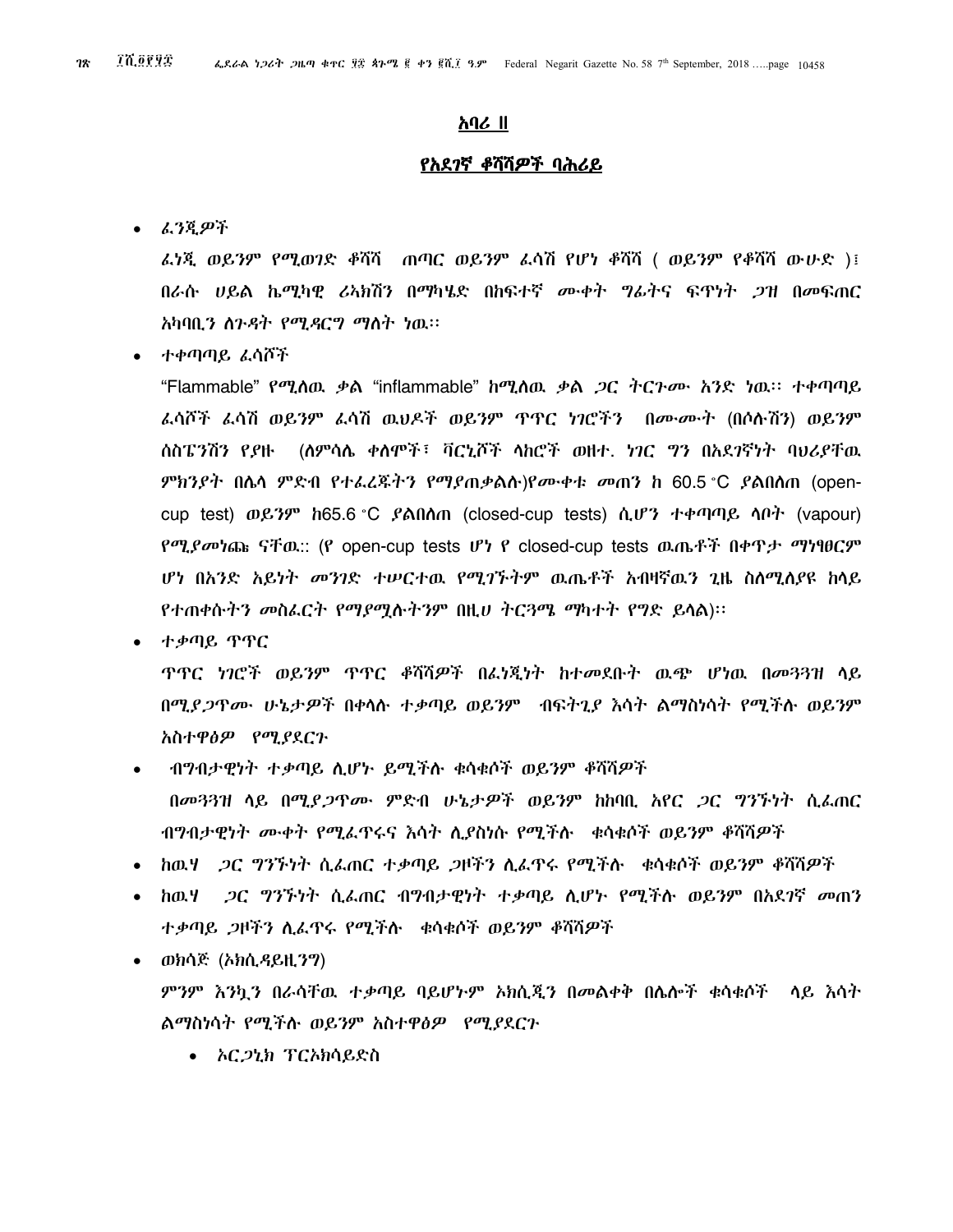## አባሪ ll

## የአደገኛ ቆሻሻዎች ባሕሪይ

- ፈንጂዎች

  ፈነጂ ወይንም የሚወገድ ቆሻሻ  ጠጣር ወይንም ፈሳሽ የሆነ ቆሻሻ ( ወይንም የቆሻሻ ውሁድ )፤ በራሱ ሀይል ኬሚካዊ ሪአክሽን በማካሄድ በከፍተኛ ሙቀት ግፊትና ፍጥነት ጋዝ በመፍጠር አካባቢን ለጉዳት የሚዳርግ ማለት ነዉ፡፡

- ተቀጣጣይ ፈሳሾች

  “Flammable” የሚለዉ ቃል “inflammable” ከሚለዉ ቃል ጋር ትርጉሙ አንድ ነዉ፡፡ ተቀጣጣይ ፈሳሾች ፈሳሽ ወይንም ፈሳሽ ዉህዶች ወይንም ጥጥር ነገሮችን  በሙሙት (በሶሉሽን) ወይንም ሰስፔንሽን የያዙ  (ለምሳሌ ቀለሞች፣ ቫርኒሾች ላከሮች ወዘተ. ነገር ግን በአደገኛነት ባህሪያቸዉ ምክንያት በሌላ ምድብ የተፈረጁትን የማያጠቃልሉ)የሙቀቱ መጠን ከ 60.5 °C ያልበለጠ (open-cup test) ወይንም ከ65.6 °C ያልበለጠ (closed-cup tests) ሲሆን ተቀጣጣይ ላቦት (vapour) የሚያመነጩ ናቸዉ:: (የ open-cup tests ሆነ የ closed-cup tests ዉጤቶች በቀጥታ ማነፃፀርም ሆነ በአንድ አይነት መንገድ ተሠርተዉ የሚገኙትም ዉጤቶች አብዛኛዉን ጊዜ ስለሚለያዩ ከላይ የተጠቀሱትን መስፈርት የማያሟሉትንም በዚህ ትርጓሜ ማካተት የግድ ይላል)፡፡

- ተቃጣይ ጥጥር

  ጥጥር ነገሮች ወይንም ጥጥር ቆሻሻዎች በፈነጂነት ከተመደቡት ዉጭ ሆነዉ በመጓጓዝ ላይ በሚያጋጥሙ ሁኔታዎች በቀላሉ ተቃጣይ ወይንም  ብፍትጊያ እሳት ልማስነሳት የሚችሉ ወይንም አስተዋፅዎ  የሚያደርጉ

- ብግብታዊነት ተቃጣይ ሊሆኑ ይሚችሉ ቁሳቁሶች ወይንም ቆሻሻዎች

  በመጓጓዝ ላይ በሚያጋጥሙ ምድብ ሁኔታዎች ወይንም ከከባቢ አየር ጋር ግንኙነት ሲፈጠር ብግብታዊነት ሙቀት የሚፈጥሩና እሳት ሊያስነሱ የሚችሉ  ቁሳቁሶች ወይንም ቆሻሻዎች

- ከዉሃ  ጋር ግንኙነት ሲፈጠር ተቃጣይ ጋዞችን ሊፈጥሩ የሚችሉ  ቁሳቁሶች ወይንም ቆሻሻዎች

- ከዉሃ  ጋር ግንኙነት ሲፈጠር ብግብታዊነት ተቃጣይ ሊሆኑ የሚችሉ ወይንም በአደገኛ መጠን ተቃጣይ ጋዞችን ሊፈጥሩ የሚችሉ  ቁሳቁሶች ወይንም ቆሻሻዎች

- ወክሳጅ (ኦክሲዳይዚንግ)

  ምንም እንኳን በራሳቸዉ ተቃጣይ ባይሆኑም ኦክሲጂን በመልቀቅ በሌሎች ቁሳቁሶች  ላይ እሳት ልማስነሳት የሚችሉ ወይንም አስተዋፅዎ  የሚያደርጉ

  - ኦርጋኒክ ፐርኦክሳይድስ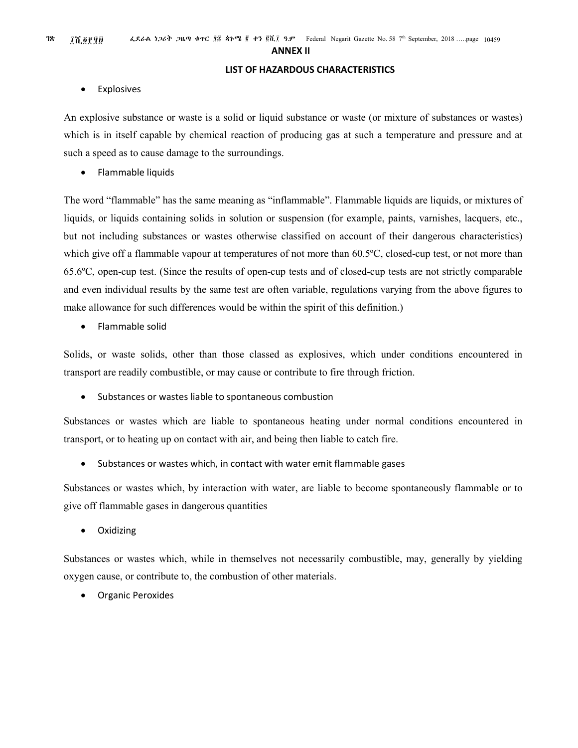## ANNEX II

### LIST OF HAZARDOUS CHARACTERISTICS

- Explosives

An explosive substance or waste is a solid or liquid substance or waste (or mixture of substances or wastes) which is in itself capable by chemical reaction of producing gas at such a temperature and pressure and at such a speed as to cause damage to the surroundings.

- Flammable liquids

The word "flammable" has the same meaning as "inflammable". Flammable liquids are liquids, or mixtures of liquids, or liquids containing solids in solution or suspension (for example, paints, varnishes, lacquers, etc., but not including substances or wastes otherwise classified on account of their dangerous characteristics) which give off a flammable vapour at temperatures of not more than 60.5ºC, closed-cup test, or not more than 65.6ºC, open-cup test. (Since the results of open-cup tests and of closed-cup tests are not strictly comparable and even individual results by the same test are often variable, regulations varying from the above figures to make allowance for such differences would be within the spirit of this definition.)

- Flammable solid

Solids, or waste solids, other than those classed as explosives, which under conditions encountered in transport are readily combustible, or may cause or contribute to fire through friction.

- Substances or wastes liable to spontaneous combustion

Substances or wastes which are liable to spontaneous heating under normal conditions encountered in transport, or to heating up on contact with air, and being then liable to catch fire.

- Substances or wastes which, in contact with water emit flammable gases

Substances or wastes which, by interaction with water, are liable to become spontaneously flammable or to give off flammable gases in dangerous quantities

- Oxidizing

Substances or wastes which, while in themselves not necessarily combustible, may, generally by yielding oxygen cause, or contribute to, the combustion of other materials.

- Organic Peroxides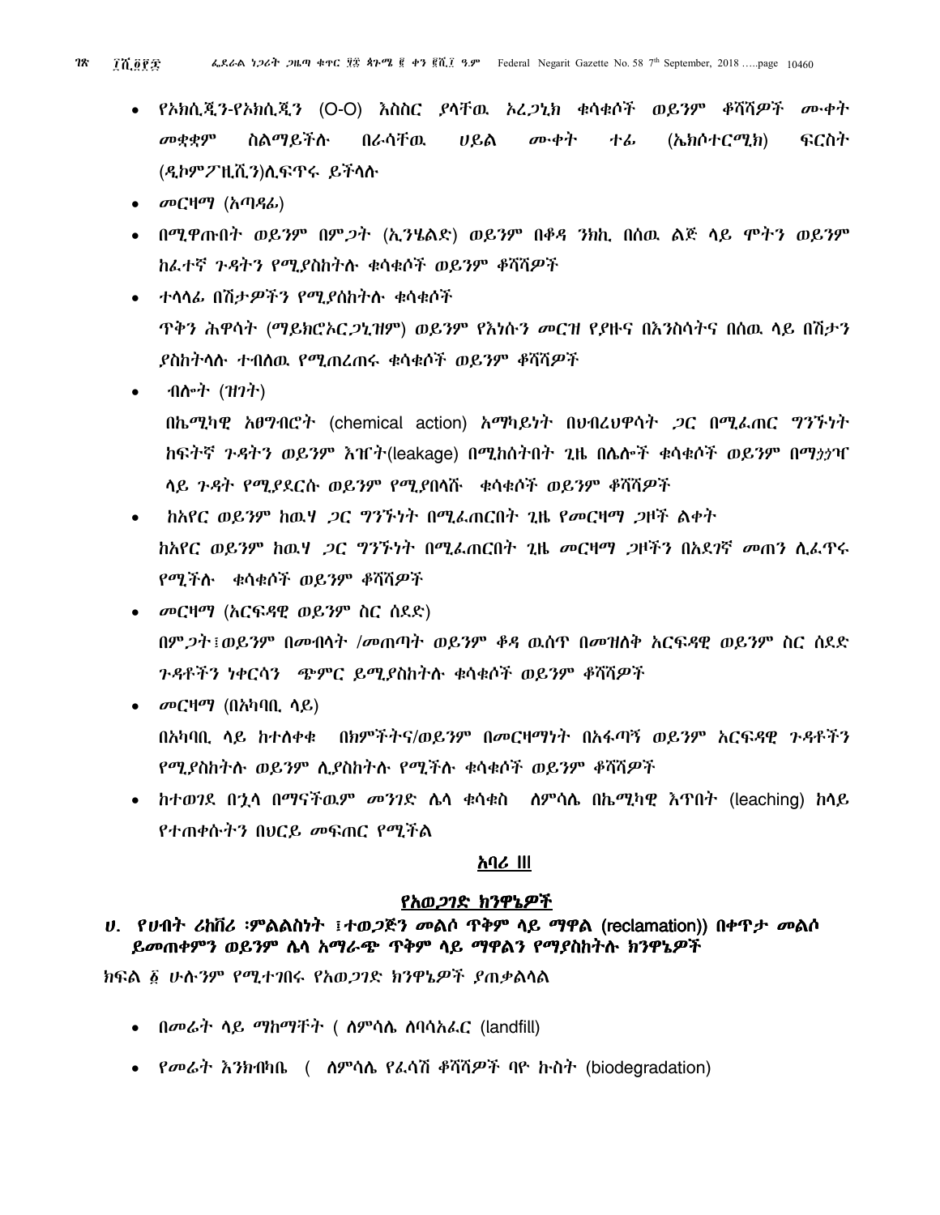- የኦክሲጂን-የኦክሲጂን (O-O) እስስር ያላቸዉ ኦረጋኒክ ቁሳቁሶች ወይንም ቆሻሻዎች ሙቀት መቋቋም ስለማይችሉ በራሳቸዉ ሀይል ሙቀት ተፊ (ኤክሶተርሚክ) ፍርስት (ዲኮምፖዚሺን)ሊፍጥሩ ይችላሉ

- መርዛማ (አጣዳፊ)

- በሚዋጡበት ወይንም በምጋት (ኢንሄልድ) ወይንም በቆዳ ንክኪ በሰዉ ልጅ ላይ ሞትን ወይንም ከፈተኛ ጉዳትን የሚያስከትሉ ቁሳቁሶች ወይንም ቆሻሻዎች

- ተላላፊ በሽታዎችን የሚያሰከትሉ ቁሳቁሶች

  ጥቅን ሕዋሳት (ማይክሮኦርጋኒዝም) ወይንም የእነሱን መርዝ የያዙና በእንስሳትና በሰዉ ላይ በሽታን ያስከትላሉ ተብለዉ የሚጠረጠሩ ቁሳቁሶች ወይንም ቆሻሻዎች

- ብሉት (ዝገት)

  በኬሚካዊ አፀግብሮት (chemical action) አማካይነት በህብረህዋሳት ጋር በሚፈጠር ግንኙነት ከፍትኛ ጉዳትን ወይንም እዠት(leakage) በሚከሰትበት ጊዜ በሌሎች ቁሳቁሶች ወይንም በማጓጓዣ ላይ ጉዳት የሚያደርሱ ወይንም የሚያበላሹ ቁሳቁሶች ወይንም ቆሻሻዎች

- ከአየር ወይንም ከዉሃ ጋር ግንኙነት በሚፈጠርበት ጊዜ የመርዛማ ጋዞች ልቀት

  ከአየር ወይንም ከዉሃ ጋር ግንኙነት በሚፈጠርበት ጊዜ መርዛማ ጋዞችን በአደገኛ መጠን ሲፈጥሩ የሚችሉ ቁሳቁሶች ወይንም ቆሻሻዎች

- መርዛማ (አርፍዳዊ ወይንም ስር ሰደድ)

  በምጋት፣ወይንም በመብላት /መጠጣት ወይንም ቆዳ ዉሰጥ በመዝለቅ አርፍዳዊ ወይንም ስር ሰደድ ጉዳቶችን ነቀርሳን ጭምር ይሚያስከትሉ ቁሳቁሶች ወይንም ቆሻሻዎች

- መርዛማ (በአካባቢ ላይ)

  በአካባቢ ላይ ከተለቀቁ በክምችትና/ወይንም በመርዛማነት በአፋጣኝ ወይንም አርፍዳዊ ጉዳቶችን የሚያስከትሉ ወይንም ሊያስከትሉ የሚችሉ ቁሳቁሶች ወይንም ቆሻሻዎች

- ከተወገደ በኋላ በማናችዉም መንገድ ሌላ ቁሳቁስ ለምሳሌ በኬሚካዊ እጥበት (leaching) ከላይ የተጠቀሱትን በህርይ መፍጠር የሚችል

## አባሪ III

## የአወጋገድ ክንዋኔዎች

### ሀ. የሀብት ሪከቨሪ ፡ምልልስነት ፣ተወጋጅን መልሶ ጥቅም ላይ ማዋል (reclamation)) በቀጥታ መልሶ ይመጠቀምን ወይንም ሌላ አማራጭ ጥቅም ላይ ማዋልን የማያስከትሉ ክንዋኔዎች

ክፍል ፩ ሁሉንም የሚተገበሩ የአወጋገድ ክንዋኔዎች ያጠቃልላል

- በመሬት ላይ ማከማቸት ( ለምሳሌ ለባሳአፈር (landfill)

- የመሬት እንክብካቤ ( ለምሳሌ የፈሳሽ ቆሻሻዎች ባዮ ኩስት (biodegradation)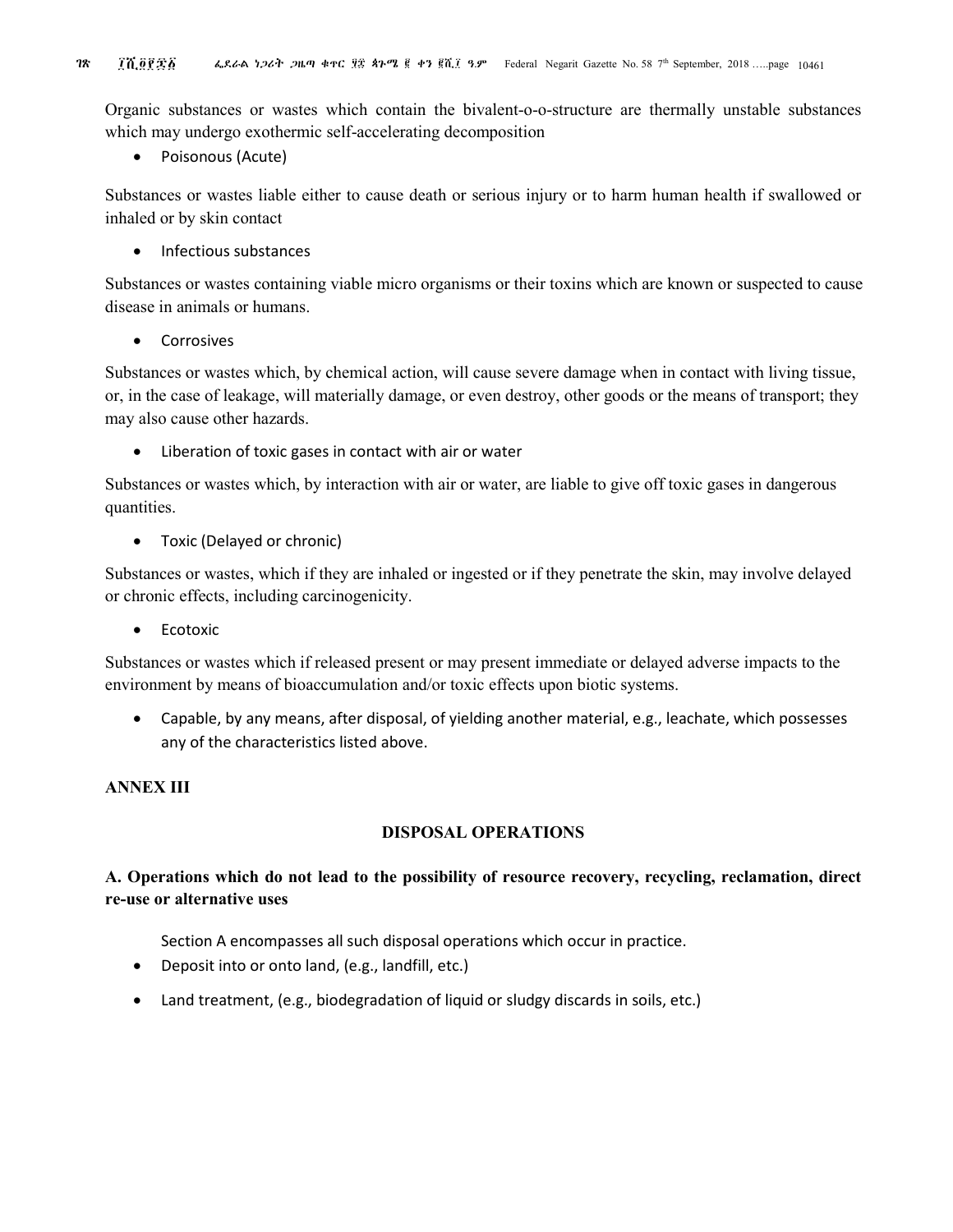Organic substances or wastes which contain the bivalent-o-o-structure are thermally unstable substances which may undergo exothermic self-accelerating decomposition

- Poisonous (Acute)

Substances or wastes liable either to cause death or serious injury or to harm human health if swallowed or inhaled or by skin contact

- Infectious substances

Substances or wastes containing viable micro organisms or their toxins which are known or suspected to cause disease in animals or humans.

- Corrosives

Substances or wastes which, by chemical action, will cause severe damage when in contact with living tissue, or, in the case of leakage, will materially damage, or even destroy, other goods or the means of transport; they may also cause other hazards.

- Liberation of toxic gases in contact with air or water

Substances or wastes which, by interaction with air or water, are liable to give off toxic gases in dangerous quantities.

- Toxic (Delayed or chronic)

Substances or wastes, which if they are inhaled or ingested or if they penetrate the skin, may involve delayed or chronic effects, including carcinogenicity.

- Ecotoxic

Substances or wastes which if released present or may present immediate or delayed adverse impacts to the environment by means of bioaccumulation and/or toxic effects upon biotic systems.

- Capable, by any means, after disposal, of yielding another material, e.g., leachate, which possesses any of the characteristics listed above.

**ANNEX III**

## DISPOSAL OPERATIONS

### A. Operations which do not lead to the possibility of resource recovery, recycling, reclamation, direct re-use or alternative uses

Section A encompasses all such disposal operations which occur in practice.

- Deposit into or onto land, (e.g., landfill, etc.)
- Land treatment, (e.g., biodegradation of liquid or sludgy discards in soils, etc.)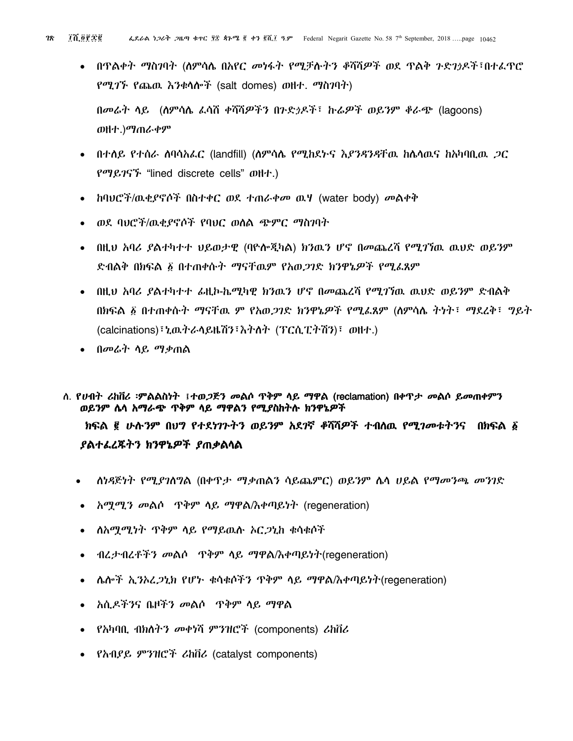- በጥልቀት ማስገባት (ለምሳሌ በአየር መነፋት የሚቻሉትን ቆሻሻዎች ወደ ጥልቅ ጉድጓዶች፣በተፈጥሮ የሚገኙ የጨዉ እንቁላሎች (salt domes) ወዘተ. ማስገባት)

  በመሬት ላይ (ለምሳሌ ፈሳሽ ቆሻሻዎችን በጉድጓዶች፣ ኩሬዎች ወይንም ቆራጭ (lagoons) ወዘተ.)ማጠራቀም

- በተለይ የተሰራ ለባሳአፈር (landfill) (ለምሳሌ የሚከደኑና እያንዳንዳቸዉ ከሌላዉና ከአካባቢዉ ጋር የማይገናኙ "lined discrete cells" ወዘተ.)
- ከባህሮች/ዉቂያኖሶች በስተቀር ወደ ተጠራቀመ ዉሃ (water body) መልቀቅ
- ወደ ባህሮች/ዉቂያኖሶች የባህር ወለል ጭምር ማስገባት
- በዚህ አባሪ ያልተካተተ ህይወታዊ (ባዮሎጂካል) ክንዉን ሆኖ በመጨረሻ የሚገኘዉ ዉህድ ወይንም ድብልቅ በክፍል ፩ በተጠቀሱት ማናቸዉም የአወጋገድ ክንዋኔዎች የሚፈጸም
- በዚህ አባሪ ያልተካተተ ፊዚኮ-ኬሚካዊ ክንዉን ሆኖ በመጨረሻ የሚገኘዉ ዉህድ ወይንም ድብልቅ በክፍል ፩ በተጠቀሱት ማናቸዉ ም የአወጋገድ ክንዋኔዎች የሚፈጸም (ለምሳሌ ትነት፣ ማደረቅ፣ ግይት (calcinations)፣ኒዉትራላይዜሽን፣እትለት (ፕርሲፒትሽን)፣ ወዘተ.)
- በመሬት ላይ ማቃጠል

## ለ. የሀብት ሪከቨሪ ፡ምልልስነት ፣ተወጋጅን መልሶ ጥቅም ላይ ማዋል (reclamation) በቀጥታ መልሶ ይመጠቀምን ወይንም ሌላ አማራጭ ጥቅም ላይ ማዋልን የሚያስከትሉ ክንዋኔዎች

**ክፍል ፪ ሁሉንም በህግ የተደነገጉትን ወይንም አደገኛ ቆሻሻዎች ተብለዉ የሚገመቱትንና በክፍል ፩ ያልተፈረጁትን ክንዋኔዎች ያጠቃልላል**

- ለነዳጅነት የሚያገለግል (በቀጥታ ማቃጠልን ሳይጨምር) ወይንም ሌላ ሀይል የማመንጫ መንገድ
- አሟሚን መልሶ ጥቅም ላይ ማዋል/እቀጣይነት (regeneration)
- ለአሟሚነት ጥቅም ላይ የማይዉሉ ኦርጋኒክ ቁሳቁሶች
- ብረታብረቶችን መልሶ ጥቅም ላይ ማዋል/እቀጣይነት(regeneration)
- ሌሎች ኢንኦረጋኒክ የሆኑ ቁሳቁሶችን ጥቅም ላይ ማዋል/እቀጣይነት(regeneration)
- አሲዶችንና ቤዞችን መልሶ ጥቅም ላይ ማዋል
- የአካባቢ ብክለትን መቀነሻ ምንዝሮች (components) ሪከቨሪ
- የአብያይ ምንዝሮች ሪከቨሪ (catalyst components)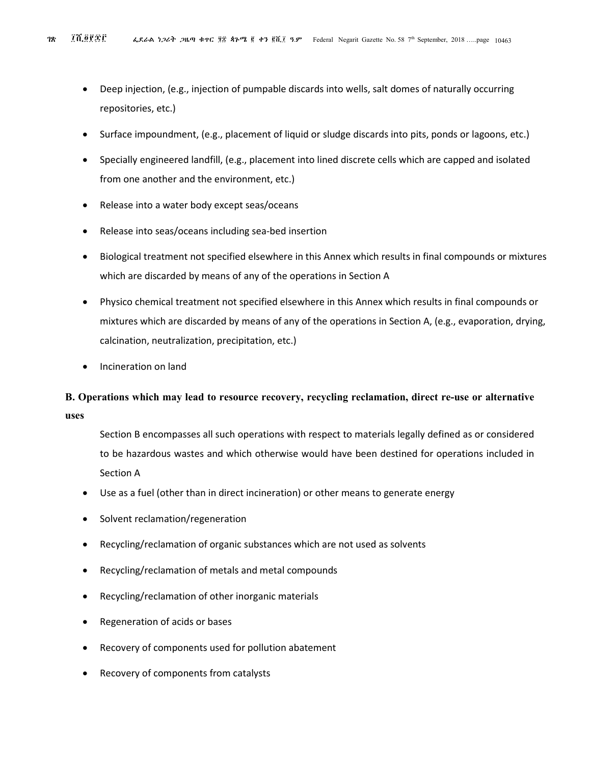- Deep injection, (e.g., injection of pumpable discards into wells, salt domes of naturally occurring repositories, etc.)
- Surface impoundment, (e.g., placement of liquid or sludge discards into pits, ponds or lagoons, etc.)
- Specially engineered landfill, (e.g., placement into lined discrete cells which are capped and isolated from one another and the environment, etc.)
- Release into a water body except seas/oceans
- Release into seas/oceans including sea-bed insertion
- Biological treatment not specified elsewhere in this Annex which results in final compounds or mixtures which are discarded by means of any of the operations in Section A
- Physico chemical treatment not specified elsewhere in this Annex which results in final compounds or mixtures which are discarded by means of any of the operations in Section A, (e.g., evaporation, drying, calcination, neutralization, precipitation, etc.)
- Incineration on land

**B. Operations which may lead to resource recovery, recycling reclamation, direct re-use or alternative uses**

Section B encompasses all such operations with respect to materials legally defined as or considered to be hazardous wastes and which otherwise would have been destined for operations included in Section A

- Use as a fuel (other than in direct incineration) or other means to generate energy
- Solvent reclamation/regeneration
- Recycling/reclamation of organic substances which are not used as solvents
- Recycling/reclamation of metals and metal compounds
- Recycling/reclamation of other inorganic materials
- Regeneration of acids or bases
- Recovery of components used for pollution abatement
- Recovery of components from catalysts